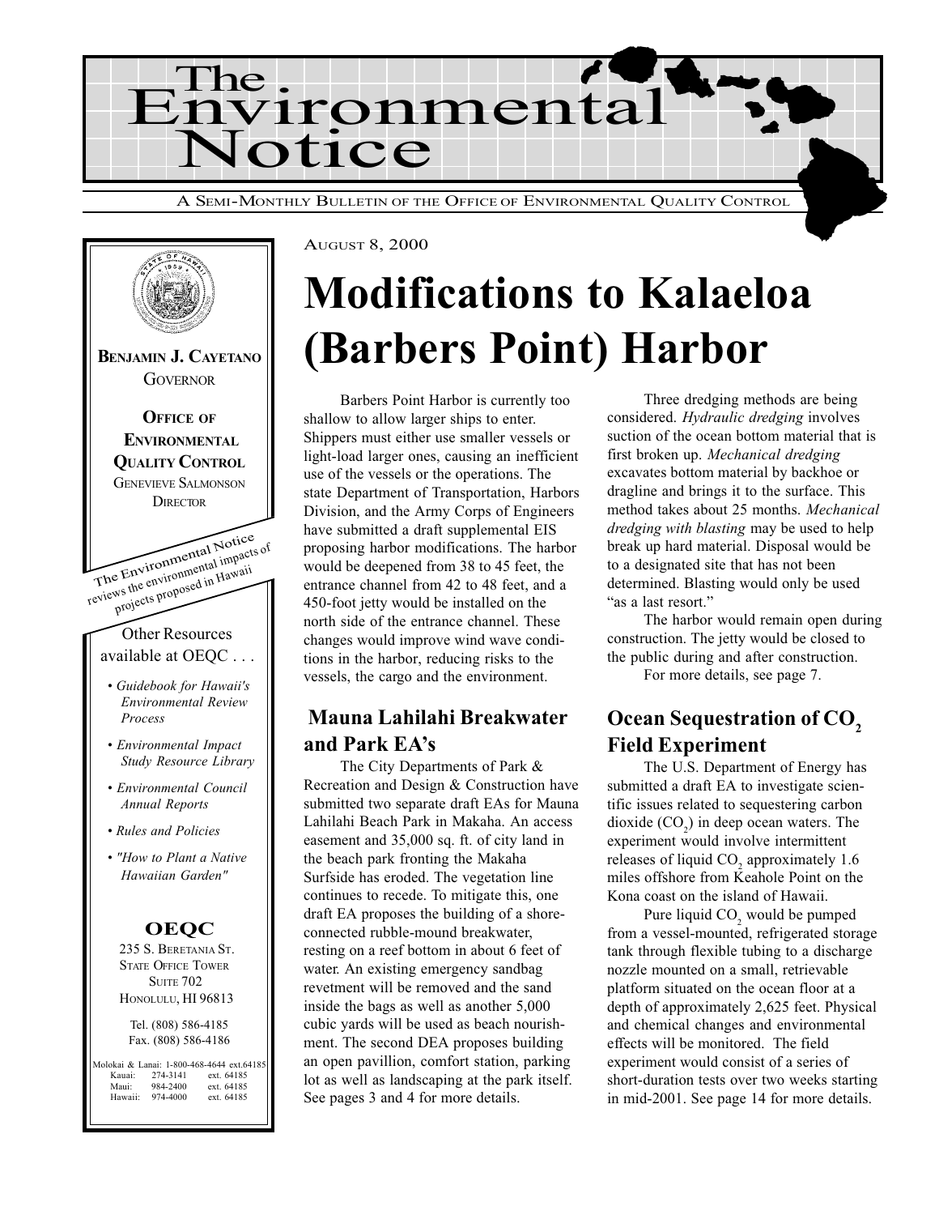# The Environmental Notice

A SEMI-MONTHLY BULLETIN OF THE OFFICE OF ENVIRONMENTAL QUALITY CONTROL

**BENJAMIN J. CAYETANO**
GOVERNOR

**OFFICE OF ENVIRONMENTAL QUALITY CONTROL**
GENEVIEVE SALMONSON
DIRECTOR

The Environmental Notice reviews the environmental impacts of projects proposed in Hawaii

Other Resources available at OEQC . . .

- *Guidebook for Hawaii's Environmental Review Process*
- *Environmental Impact Study Resource Library*
- *Environmental Council Annual Reports*
- *Rules and Policies*
- *"How to Plant a Native Hawaiian Garden"*

**OEQC**
235 S. BERETANIA ST.
STATE OFFICE TOWER
SUITE 702
HONOLULU, HI 96813

Tel. (808) 586-4185
Fax. (808) 586-4186

| | | |
|---|---|---|
| Molokai & Lanai: | 1-800-468-4644 | ext.64185 |
| Kauai: | 274-3141 | ext. 64185 |
| Maui: | 984-2400 | ext. 64185 |
| Hawaii: | 974-4000 | ext. 64185 |

AUGUST 8, 2000

# Modifications to Kalaeloa (Barbers Point) Harbor

Barbers Point Harbor is currently too shallow to allow larger ships to enter. Shippers must either use smaller vessels or light-load larger ones, causing an inefficient use of the vessels or the operations. The state Department of Transportation, Harbors Division, and the Army Corps of Engineers have submitted a draft supplemental EIS proposing harbor modifications. The harbor would be deepened from 38 to 45 feet, the entrance channel from 42 to 48 feet, and a 450-foot jetty would be installed on the north side of the entrance channel. These changes would improve wind wave conditions in the harbor, reducing risks to the vessels, the cargo and the environment.

Three dredging methods are being considered. *Hydraulic dredging* involves suction of the ocean bottom material that is first broken up. *Mechanical dredging* excavates bottom material by backhoe or dragline and brings it to the surface. This method takes about 25 months. *Mechanical dredging with blasting* may be used to help break up hard material. Disposal would be to a designated site that has not been determined. Blasting would only be used "as a last resort."

The harbor would remain open during construction. The jetty would be closed to the public during and after construction.

For more details, see page 7.

## Mauna Lahilahi Breakwater and Park EA's

The City Departments of Park & Recreation and Design & Construction have submitted two separate draft EAs for Mauna Lahilahi Beach Park in Makaha. An access easement and 35,000 sq. ft. of city land in the beach park fronting the Makaha Surfside has eroded. The vegetation line continues to recede. To mitigate this, one draft EA proposes the building of a shore-connected rubble-mound breakwater, resting on a reef bottom in about 6 feet of water. An existing emergency sandbag revetment will be removed and the sand inside the bags as well as another 5,000 cubic yards will be used as beach nourishment. The second DEA proposes building an open pavillion, comfort station, parking lot as well as landscaping at the park itself. See pages 3 and 4 for more details.

## Ocean Sequestration of $CO_2$ Field Experiment

The U.S. Department of Energy has submitted a draft EA to investigate scientific issues related to sequestering carbon dioxide ($CO_2$) in deep ocean waters. The experiment would involve intermittent releases of liquid $CO_2$ approximately 1.6 miles offshore from Keahole Point on the Kona coast on the island of Hawaii.

Pure liquid $CO_2$ would be pumped from a vessel-mounted, refrigerated storage tank through flexible tubing to a discharge nozzle mounted on a small, retrievable platform situated on the ocean floor at a depth of approximately 2,625 feet. Physical and chemical changes and environmental effects will be monitored. The field experiment would consist of a series of short-duration tests over two weeks starting in mid-2001. See page 14 for more details.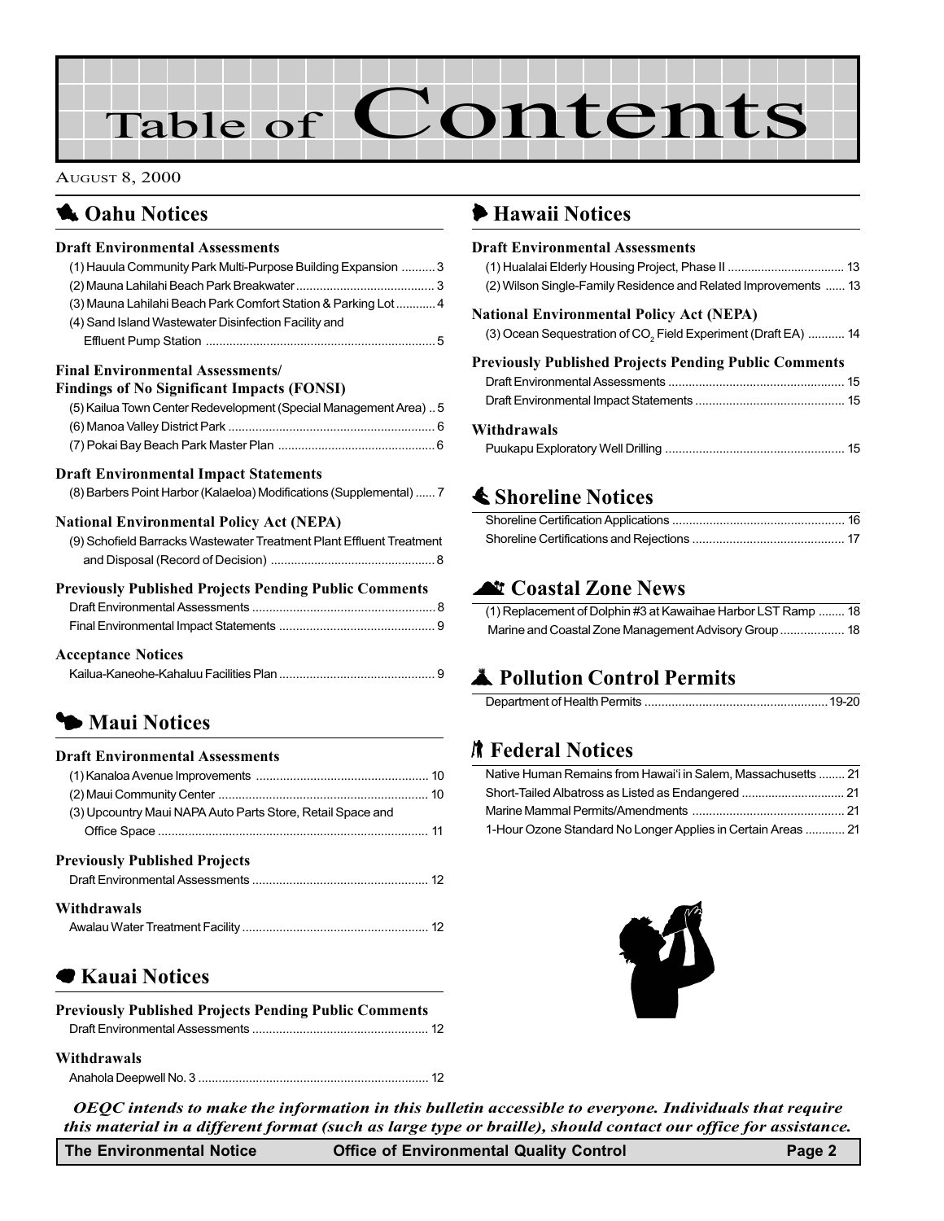# Table of Contents

AUGUST 8, 2000

## Oahu Notices

### Draft Environmental Assessments

(1) Hauula Community Park Multi-Purpose Building Expansion .......... 3
(2) Mauna Lahilahi Beach Park Breakwater .......... 3
(3) Mauna Lahilahi Beach Park Comfort Station & Parking Lot .......... 4
(4) Sand Island Wastewater Disinfection Facility and Effluent Pump Station .......... 5

### Final Environmental Assessments/ Findings of No Significant Impacts (FONSI)

(5) Kailua Town Center Redevelopment (Special Management Area) .. 5
(6) Manoa Valley District Park .......... 6
(7) Pokai Bay Beach Park Master Plan .......... 6

### Draft Environmental Impact Statements

(8) Barbers Point Harbor (Kalaeloa) Modifications (Supplemental) ...... 7

### National Environmental Policy Act (NEPA)

(9) Schofield Barracks Wastewater Treatment Plant Effluent Treatment and Disposal (Record of Decision) .......... 8

### Previously Published Projects Pending Public Comments

Draft Environmental Assessments .......... 8
Final Environmental Impact Statements .......... 9

### Acceptance Notices

Kailua-Kaneohe-Kahaluu Facilities Plan .......... 9

## Maui Notices

### Draft Environmental Assessments

(1) Kanaloa Avenue Improvements .......... 10
(2) Maui Community Center .......... 10
(3) Upcountry Maui NAPA Auto Parts Store, Retail Space and Office Space .......... 11

### Previously Published Projects

Draft Environmental Assessments .......... 12

### Withdrawals

Awalau Water Treatment Facility .......... 12

## Kauai Notices

### Previously Published Projects Pending Public Comments

Draft Environmental Assessments .......... 12

### Withdrawals

Anahola Deepwell No. 3 .......... 12

## Hawaii Notices

### Draft Environmental Assessments

(1) Hualalai Elderly Housing Project, Phase II .......... 13
(2) Wilson Single-Family Residence and Related Improvements ...... 13

### National Environmental Policy Act (NEPA)

(3) Ocean Sequestration of $CO_2$ Field Experiment (Draft EA) .......... 14

### Previously Published Projects Pending Public Comments

Draft Environmental Assessments .......... 15
Draft Environmental Impact Statements .......... 15

### Withdrawals

Puukapu Exploratory Well Drilling .......... 15

## Shoreline Notices

Shoreline Certification Applications .......... 16
Shoreline Certifications and Rejections .......... 17

## Coastal Zone News

(1) Replacement of Dolphin #3 at Kawaihae Harbor LST Ramp ........ 18
Marine and Coastal Zone Management Advisory Group .......... 18

## Pollution Control Permits

Department of Health Permits .......... 19-20

## Federal Notices

Native Human Remains from Hawai'i in Salem, Massachusetts ........ 21
Short-Tailed Albatross as Listed as Endangered .......... 21
Marine Mammal Permits/Amendments .......... 21
1-Hour Ozone Standard No Longer Applies in Certain Areas .......... 21

***OEQC intends to make the information in this bulletin accessible to everyone. Individuals that require this material in a different format (such as large type or braille), should contact our office for assistance.***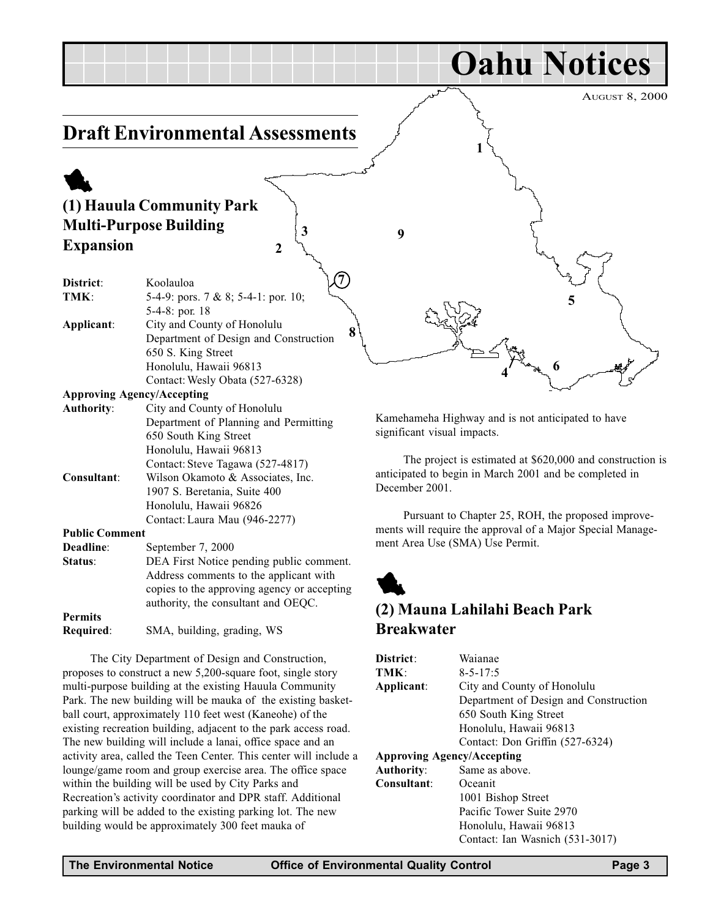# Oahu Notices

August 8, 2000

## Draft Environmental Assessments

### (1) Hauula Community Park Multi-Purpose Building Expansion

**District**: Koolauloa
**TMK**: 5-4-9: pors. 7 & 8; 5-4-1: por. 10; 5-4-8: por. 18
**Applicant**: City and County of Honolulu
Department of Design and Construction
650 S. King Street
Honolulu, Hawaii 96813
Contact: Wesly Obata (527-6328)

**Approving Agency/Accepting Authority**: City and County of Honolulu
Department of Planning and Permitting
650 South King Street
Honolulu, Hawaii 96813
Contact: Steve Tagawa (527-4817)

**Consultant**: Wilson Okamoto & Associates, Inc.
1907 S. Beretania, Suite 400
Honolulu, Hawaii 96826
Contact: Laura Mau (946-2277)

**Public Comment Deadline**: September 7, 2000

**Status**: DEA First Notice pending public comment. Address comments to the applicant with copies to the approving agency or accepting authority, the consultant and OEQC.

**Permits Required**: SMA, building, grading, WS

The City Department of Design and Construction, proposes to construct a new 5,200-square foot, single story multi-purpose building at the existing Hauula Community Park. The new building will be mauka of the existing basketball court, approximately 110 feet west (Kaneohe) of the existing recreation building, adjacent to the park access road. The new building will include a lanai, office space and an activity area, called the Teen Center. This center will include a lounge/game room and group exercise area. The office space within the building will be used by City Parks and Recreation's activity coordinator and DPR staff. Additional parking will be added to the existing parking lot. The new building would be approximately 300 feet mauka of Kamehameha Highway and is not anticipated to have significant visual impacts.

The project is estimated at $620,000 and construction is anticipated to begin in March 2001 and be completed in December 2001.

Pursuant to Chapter 25, ROH, the proposed improvements will require the approval of a Major Special Management Area Use (SMA) Use Permit.

### (2) Mauna Lahilahi Beach Park Breakwater

**District**: Waianae
**TMK**: 8-5-17:5
**Applicant**: City and County of Honolulu
Department of Design and Construction
650 South King Street
Honolulu, Hawaii 96813
Contact: Don Griffin (527-6324)

**Approving Agency/Accepting Authority**: Same as above.

**Consultant**: Oceanit
1001 Bishop Street
Pacific Tower Suite 2970
Honolulu, Hawaii 96813
Contact: Ian Wasnich (531-3017)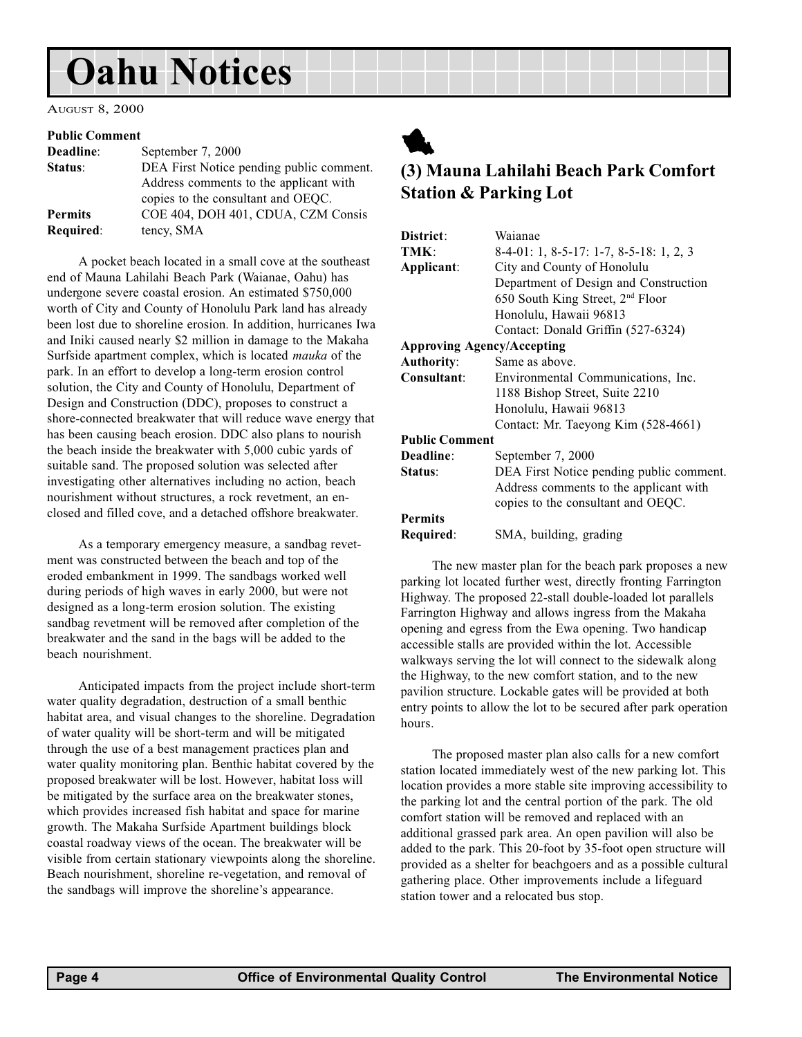# Oahu Notices

AUGUST 8, 2000

**Public Comment**

| | |
|---|---|
| **Deadline**: | September 7, 2000 |
| **Status**: | DEA First Notice pending public comment. Address comments to the applicant with copies to the consultant and OEQC. |
| **Permits Required**: | COE 404, DOH 401, CDUA, CZM Consistency, SMA |

A pocket beach located in a small cove at the southeast end of Mauna Lahilahi Beach Park (Waianae, Oahu) has undergone severe coastal erosion. An estimated $750,000 worth of City and County of Honolulu Park land has already been lost due to shoreline erosion. In addition, hurricanes Iwa and Iniki caused nearly $2 million in damage to the Makaha Surfside apartment complex, which is located *mauka* of the park. In an effort to develop a long-term erosion control solution, the City and County of Honolulu, Department of Design and Construction (DDC), proposes to construct a shore-connected breakwater that will reduce wave energy that has been causing beach erosion. DDC also plans to nourish the beach inside the breakwater with 5,000 cubic yards of suitable sand. The proposed solution was selected after investigating other alternatives including no action, beach nourishment without structures, a rock revetment, an enclosed and filled cove, and a detached offshore breakwater.

As a temporary emergency measure, a sandbag revetment was constructed between the beach and top of the eroded embankment in 1999. The sandbags worked well during periods of high waves in early 2000, but were not designed as a long-term erosion solution. The existing sandbag revetment will be removed after completion of the breakwater and the sand in the bags will be added to the beach nourishment.

Anticipated impacts from the project include short-term water quality degradation, destruction of a small benthic habitat area, and visual changes to the shoreline. Degradation of water quality will be short-term and will be mitigated through the use of a best management practices plan and water quality monitoring plan. Benthic habitat covered by the proposed breakwater will be lost. However, habitat loss will be mitigated by the surface area on the breakwater stones, which provides increased fish habitat and space for marine growth. The Makaha Surfside Apartment buildings block coastal roadway views of the ocean. The breakwater will be visible from certain stationary viewpoints along the shoreline. Beach nourishment, shoreline re-vegetation, and removal of the sandbags will improve the shoreline's appearance.

## (3) Mauna Lahilahi Beach Park Comfort Station & Parking Lot

| | |
|---|---|
| **District**: | Waianae |
| **TMK**: | 8-4-01: 1, 8-5-17: 1-7, 8-5-18: 1, 2, 3 |
| **Applicant**: | City and County of Honolulu Department of Design and Construction 650 South King Street, 2nd Floor Honolulu, Hawaii 96813 Contact: Donald Griffin (527-6324) |
| **Approving Agency/Accepting Authority**: | Same as above. |
| **Consultant**: | Environmental Communications, Inc. 1188 Bishop Street, Suite 2210 Honolulu, Hawaii 96813 Contact: Mr. Taeyong Kim (528-4661) |

**Public Comment**

| | |
|---|---|
| **Deadline**: | September 7, 2000 |
| **Status**: | DEA First Notice pending public comment. Address comments to the applicant with copies to the consultant and OEQC. |
| **Permits Required**: | SMA, building, grading |

The new master plan for the beach park proposes a new parking lot located further west, directly fronting Farrington Highway. The proposed 22-stall double-loaded lot parallels Farrington Highway and allows ingress from the Makaha opening and egress from the Ewa opening. Two handicap accessible stalls are provided within the lot. Accessible walkways serving the lot will connect to the sidewalk along the Highway, to the new comfort station, and to the new pavilion structure. Lockable gates will be provided at both entry points to allow the lot to be secured after park operation hours.

The proposed master plan also calls for a new comfort station located immediately west of the new parking lot. This location provides a more stable site improving accessibility to the parking lot and the central portion of the park. The old comfort station will be removed and replaced with an additional grassed park area. An open pavilion will also be added to the park. This 20-foot by 35-foot open structure will provided as a shelter for beachgoers and as a possible cultural gathering place. Other improvements include a lifeguard station tower and a relocated bus stop.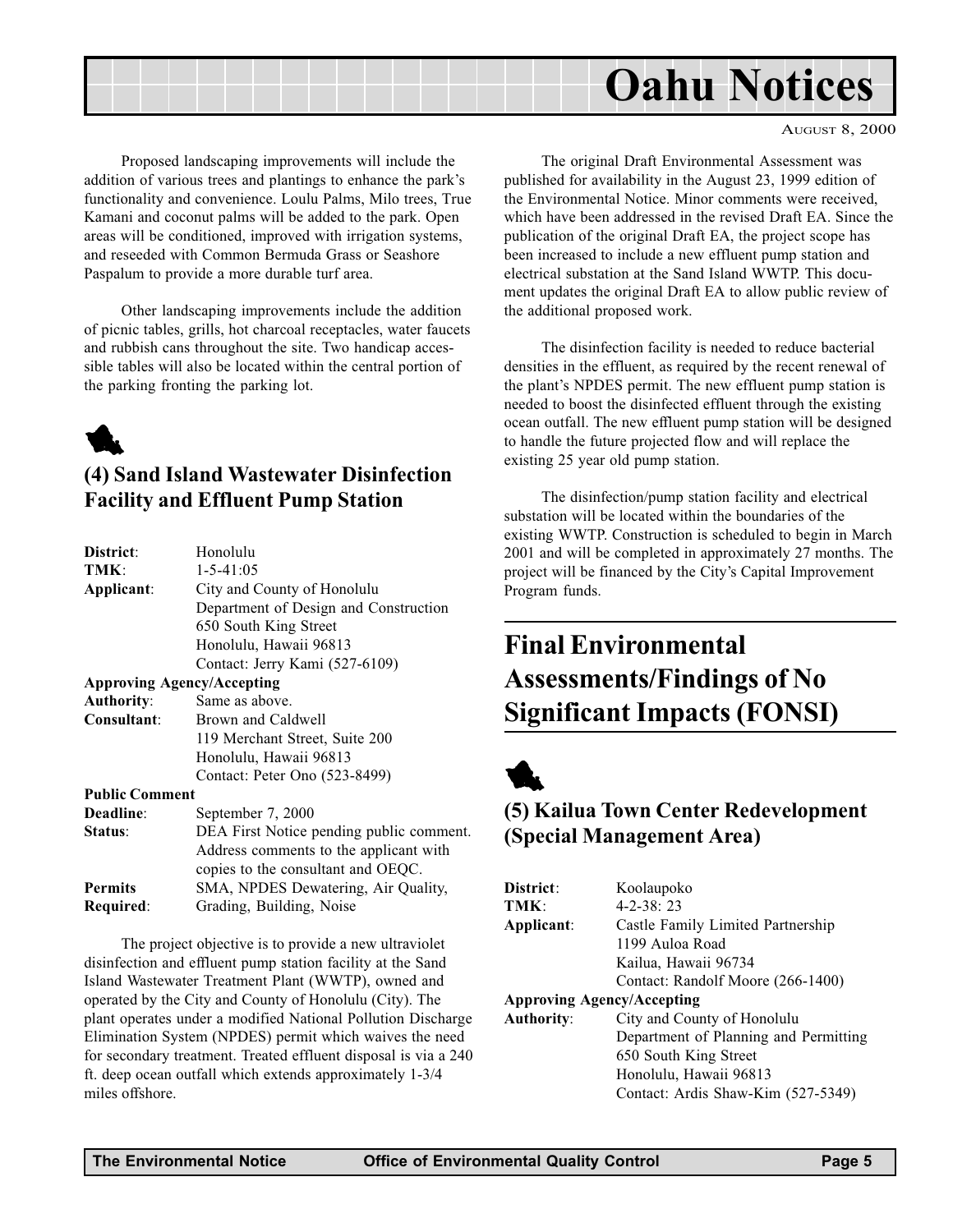Proposed landscaping improvements will include the addition of various trees and plantings to enhance the park's functionality and convenience. Loulu Palms, Milo trees, True Kamani and coconut palms will be added to the park. Open areas will be conditioned, improved with irrigation systems, and reseeded with Common Bermuda Grass or Seashore Paspalum to provide a more durable turf area.

Other landscaping improvements include the addition of picnic tables, grills, hot charcoal receptacles, water faucets and rubbish cans throughout the site. Two handicap accessible tables will also be located within the central portion of the parking fronting the parking lot.

## (4) Sand Island Wastewater Disinfection Facility and Effluent Pump Station

| | |
|---|---|
| **District**: | Honolulu |
| **TMK**: | 1-5-41:05 |
| **Applicant**: | City and County of Honolulu<br>Department of Design and Construction<br>650 South King Street<br>Honolulu, Hawaii 96813<br>Contact: Jerry Kami (527-6109) |
| **Approving Agency/Accepting Authority**: | Same as above. |
| **Consultant**: | Brown and Caldwell<br>119 Merchant Street, Suite 200<br>Honolulu, Hawaii 96813<br>Contact: Peter Ono (523-8499) |
| **Public Comment Deadline**: | September 7, 2000 |
| **Status**: | DEA First Notice pending public comment. Address comments to the applicant with copies to the consultant and OEQC. |
| **Permits Required**: | SMA, NPDES Dewatering, Air Quality, Grading, Building, Noise |

The project objective is to provide a new ultraviolet disinfection and effluent pump station facility at the Sand Island Wastewater Treatment Plant (WWTP), owned and operated by the City and County of Honolulu (City). The plant operates under a modified National Pollution Discharge Elimination System (NPDES) permit which waives the need for secondary treatment. Treated effluent disposal is via a 240 ft. deep ocean outfall which extends approximately 1-3/4 miles offshore.

The original Draft Environmental Assessment was published for availability in the August 23, 1999 edition of the Environmental Notice. Minor comments were received, which have been addressed in the revised Draft EA. Since the publication of the original Draft EA, the project scope has been increased to include a new effluent pump station and electrical substation at the Sand Island WWTP. This document updates the original Draft EA to allow public review of the additional proposed work.

The disinfection facility is needed to reduce bacterial densities in the effluent, as required by the recent renewal of the plant's NPDES permit. The new effluent pump station is needed to boost the disinfected effluent through the existing ocean outfall. The new effluent pump station will be designed to handle the future projected flow and will replace the existing 25 year old pump station.

The disinfection/pump station facility and electrical substation will be located within the boundaries of the existing WWTP. Construction is scheduled to begin in March 2001 and will be completed in approximately 27 months. The project will be financed by the City's Capital Improvement Program funds.

# Final Environmental Assessments/Findings of No Significant Impacts (FONSI)

## (5) Kailua Town Center Redevelopment (Special Management Area)

| | |
|---|---|
| **District**: | Koolaupoko |
| **TMK**: | 4-2-38: 23 |
| **Applicant**: | Castle Family Limited Partnership<br>1199 Auloa Road<br>Kailua, Hawaii 96734<br>Contact: Randolf Moore (266-1400) |
| **Approving Agency/Accepting Authority**: | City and County of Honolulu<br>Department of Planning and Permitting<br>650 South King Street<br>Honolulu, Hawaii 96813<br>Contact: Ardis Shaw-Kim (527-5349) |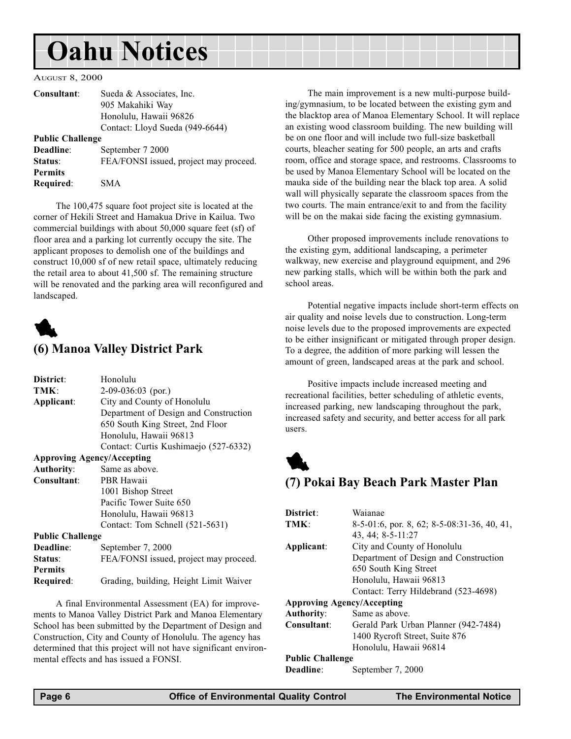| | |
|---|---|
| **Consultant**: | Sueda & Associates, Inc. |
| | 905 Makahiki Way |
| | Honolulu, Hawaii 96826 |
| | Contact: Lloyd Sueda (949-6644) |
| **Public Challenge** | |
| **Deadline**: | September 7 2000 |
| **Status**: | FEA/FONSI issued, project may proceed. |
| **Permits** | |
| **Required**: | SMA |

The 100,475 square foot project site is located at the corner of Hekili Street and Hamakua Drive in Kailua. Two commercial buildings with about 50,000 square feet (sf) of floor area and a parking lot currently occupy the site. The applicant proposes to demolish one of the buildings and construct 10,000 sf of new retail space, ultimately reducing the retail area to about 41,500 sf. The remaining structure will be renovated and the parking area will reconfigured and landscaped.

## (6) Manoa Valley District Park

| | |
|---|---|
| **District**: | Honolulu |
| **TMK**: | 2-09-036:03 (por.) |
| **Applicant**: | City and County of Honolulu |
| | Department of Design and Construction |
| | 650 South King Street, 2nd Floor |
| | Honolulu, Hawaii 96813 |
| | Contact: Curtis Kushimaejo (527-6332) |
| **Approving Agency/Accepting** | |
| **Authority**: | Same as above. |
| **Consultant**: | PBR Hawaii |
| | 1001 Bishop Street |
| | Pacific Tower Suite 650 |
| | Honolulu, Hawaii 96813 |
| | Contact: Tom Schnell (521-5631) |
| **Public Challenge** | |
| **Deadline**: | September 7, 2000 |
| **Status**: | FEA/FONSI issued, project may proceed. |
| **Permits** | |
| **Required**: | Grading, building, Height Limit Waiver |

A final Environmental Assessment (EA) for improvements to Manoa Valley District Park and Manoa Elementary School has been submitted by the Department of Design and Construction, City and County of Honolulu. The agency has determined that this project will not have significant environmental effects and has issued a FONSI.

The main improvement is a new multi-purpose building/gymnasium, to be located between the existing gym and the blacktop area of Manoa Elementary School. It will replace an existing wood classroom building. The new building will be on one floor and will include two full-size basketball courts, bleacher seating for 500 people, an arts and crafts room, office and storage space, and restrooms. Classrooms to be used by Manoa Elementary School will be located on the mauka side of the building near the black top area. A solid wall will physically separate the classroom spaces from the two courts. The main entrance/exit to and from the facility will be on the makai side facing the existing gymnasium.

Other proposed improvements include renovations to the existing gym, additional landscaping, a perimeter walkway, new exercise and playground equipment, and 296 new parking stalls, which will be within both the park and school areas.

Potential negative impacts include short-term effects on air quality and noise levels due to construction. Long-term noise levels due to the proposed improvements are expected to be either insignificant or mitigated through proper design. To a degree, the addition of more parking will lessen the amount of green, landscaped areas at the park and school.

Positive impacts include increased meeting and recreational facilities, better scheduling of athletic events, increased parking, new landscaping throughout the park, increased safety and security, and better access for all park users.

## (7) Pokai Bay Beach Park Master Plan

| | |
|---|---|
| **District**: | Waianae |
| **TMK**: | 8-5-01:6, por. 8, 62; 8-5-08:31-36, 40, 41, 43, 44; 8-5-11:27 |
| **Applicant**: | City and County of Honolulu |
| | Department of Design and Construction |
| | 650 South King Street |
| | Honolulu, Hawaii 96813 |
| | Contact: Terry Hildebrand (523-4698) |
| **Approving Agency/Accepting** | |
| **Authority**: | Same as above. |
| **Consultant**: | Gerald Park Urban Planner (942-7484) |
| | 1400 Rycroft Street, Suite 876 |
| | Honolulu, Hawaii 96814 |
| **Public Challenge** | |
| **Deadline**: | September 7, 2000 |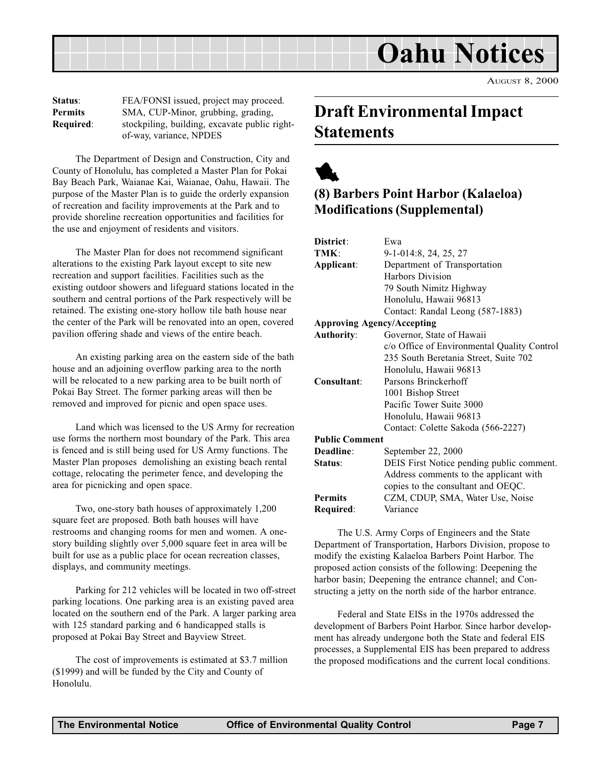**Status**: FEA/FONSI issued, project may proceed.
**Permits Required**: SMA, CUP-Minor, grubbing, grading, stockpiling, building, excavate public right-of-way, variance, NPDES

The Department of Design and Construction, City and County of Honolulu, has completed a Master Plan for Pokai Bay Beach Park, Waianae Kai, Waianae, Oahu, Hawaii. The purpose of the Master Plan is to guide the orderly expansion of recreation and facility improvements at the Park and to provide shoreline recreation opportunities and facilities for the use and enjoyment of residents and visitors.

The Master Plan for does not recommend significant alterations to the existing Park layout except to site new recreation and support facilities. Facilities such as the existing outdoor showers and lifeguard stations located in the southern and central portions of the Park respectively will be retained. The existing one-story hollow tile bath house near the center of the Park will be renovated into an open, covered pavilion offering shade and views of the entire beach.

An existing parking area on the eastern side of the bath house and an adjoining overflow parking area to the north will be relocated to a new parking area to be built north of Pokai Bay Street. The former parking areas will then be removed and improved for picnic and open space uses.

Land which was licensed to the US Army for recreation use forms the northern most boundary of the Park. This area is fenced and is still being used for US Army functions. The Master Plan proposes demolishing an existing beach rental cottage, relocating the perimeter fence, and developing the area for picnicking and open space.

Two, one-story bath houses of approximately 1,200 square feet are proposed. Both bath houses will have restrooms and changing rooms for men and women. A one-story building slightly over 5,000 square feet in area will be built for use as a public place for ocean recreation classes, displays, and community meetings.

Parking for 212 vehicles will be located in two off-street parking locations. One parking area is an existing paved area located on the southern end of the Park. A larger parking area with 125 standard parking and 6 handicapped stalls is proposed at Pokai Bay Street and Bayview Street.

The cost of improvements is estimated at $3.7 million ($1999) and will be funded by the City and County of Honolulu.

# Draft Environmental Impact Statements

## (8) Barbers Point Harbor (Kalaeloa) Modifications (Supplemental)

**District**: Ewa
**TMK**: 9-1-014:8, 24, 25, 27
**Applicant**: Department of Transportation
Harbors Division
79 South Nimitz Highway
Honolulu, Hawaii 96813
Contact: Randal Leong (587-1883)

**Approving Agency/Accepting Authority**: Governor, State of Hawaii
c/o Office of Environmental Quality Control
235 South Beretania Street, Suite 702
Honolulu, Hawaii 96813

**Consultant**: Parsons Brinckerhoff
1001 Bishop Street
Pacific Tower Suite 3000
Honolulu, Hawaii 96813
Contact: Colette Sakoda (566-2227)

**Public Comment Deadline**: September 22, 2000
**Status**: DEIS First Notice pending public comment. Address comments to the applicant with copies to the consultant and OEQC.
**Permits Required**: CZM, CDUP, SMA, Water Use, Noise Variance

The U.S. Army Corps of Engineers and the State Department of Transportation, Harbors Division, propose to modify the existing Kalaeloa Barbers Point Harbor. The proposed action consists of the following: Deepening the harbor basin; Deepening the entrance channel; and Constructing a jetty on the north side of the harbor entrance.

Federal and State EISs in the 1970s addressed the development of Barbers Point Harbor. Since harbor development has already undergone both the State and federal EIS processes, a Supplemental EIS has been prepared to address the proposed modifications and the current local conditions.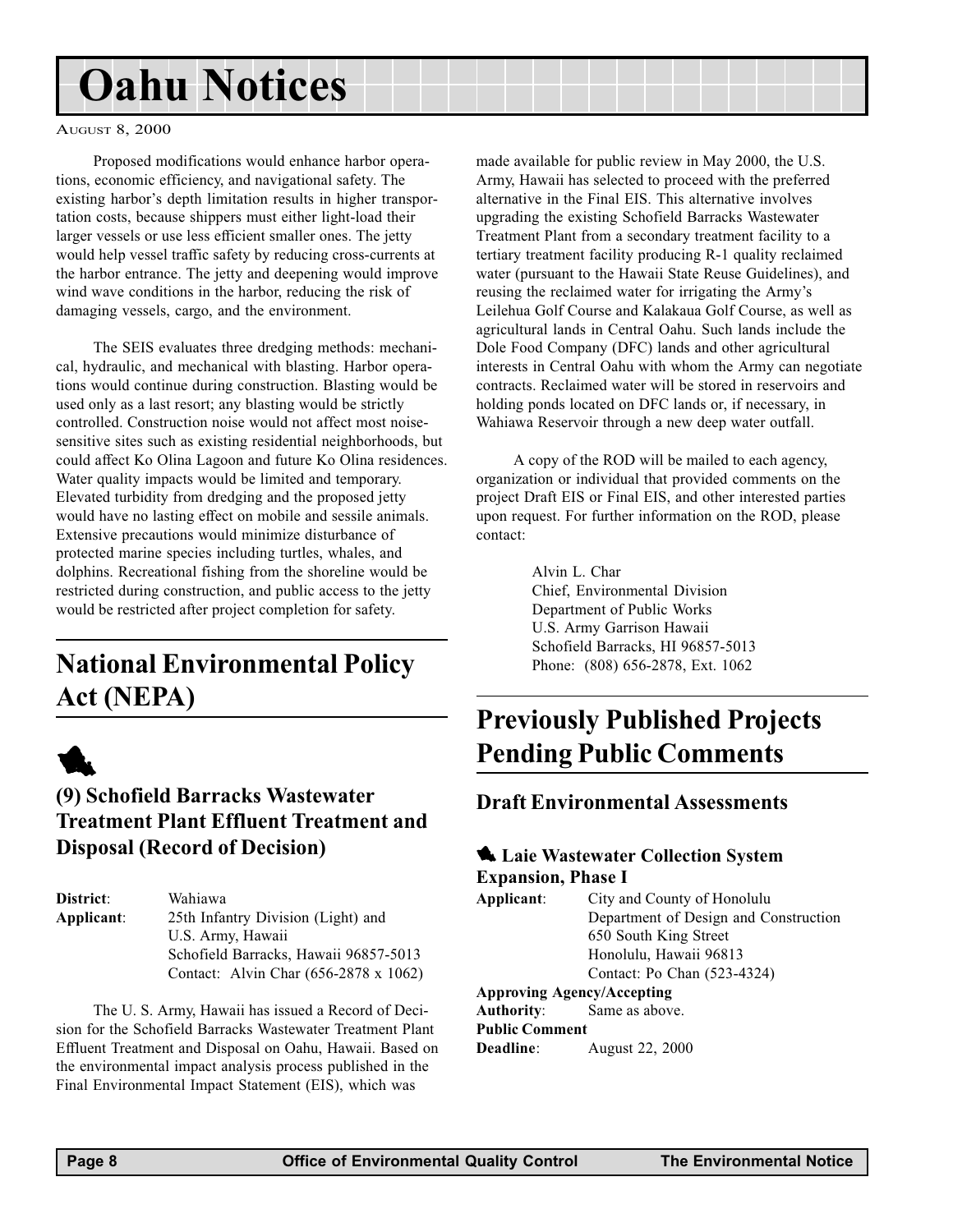# Oahu Notices

August 8, 2000

Proposed modifications would enhance harbor operations, economic efficiency, and navigational safety. The existing harbor's depth limitation results in higher transportation costs, because shippers must either light-load their larger vessels or use less efficient smaller ones. The jetty would help vessel traffic safety by reducing cross-currents at the harbor entrance. The jetty and deepening would improve wind wave conditions in the harbor, reducing the risk of damaging vessels, cargo, and the environment.

The SEIS evaluates three dredging methods: mechanical, hydraulic, and mechanical with blasting. Harbor operations would continue during construction. Blasting would be used only as a last resort; any blasting would be strictly controlled. Construction noise would not affect most noise-sensitive sites such as existing residential neighborhoods, but could affect Ko Olina Lagoon and future Ko Olina residences. Water quality impacts would be limited and temporary. Elevated turbidity from dredging and the proposed jetty would have no lasting effect on mobile and sessile animals. Extensive precautions would minimize disturbance of protected marine species including turtles, whales, and dolphins. Recreational fishing from the shoreline would be restricted during construction, and public access to the jetty would be restricted after project completion for safety.

## National Environmental Policy Act (NEPA)

### (9) Schofield Barracks Wastewater Treatment Plant Effluent Treatment and Disposal (Record of Decision)

**District**: Wahiawa
**Applicant**: 25th Infantry Division (Light) and U.S. Army, Hawaii
Schofield Barracks, Hawaii 96857-5013
Contact: Alvin Char (656-2878 x 1062)

The U. S. Army, Hawaii has issued a Record of Decision for the Schofield Barracks Wastewater Treatment Plant Effluent Treatment and Disposal on Oahu, Hawaii. Based on the environmental impact analysis process published in the Final Environmental Impact Statement (EIS), which was made available for public review in May 2000, the U.S. Army, Hawaii has selected to proceed with the preferred alternative in the Final EIS. This alternative involves upgrading the existing Schofield Barracks Wastewater Treatment Plant from a secondary treatment facility to a tertiary treatment facility producing R-1 quality reclaimed water (pursuant to the Hawaii State Reuse Guidelines), and reusing the reclaimed water for irrigating the Army's Leilehua Golf Course and Kalakaua Golf Course, as well as agricultural lands in Central Oahu. Such lands include the Dole Food Company (DFC) lands and other agricultural interests in Central Oahu with whom the Army can negotiate contracts. Reclaimed water will be stored in reservoirs and holding ponds located on DFC lands or, if necessary, in Wahiawa Reservoir through a new deep water outfall.

A copy of the ROD will be mailed to each agency, organization or individual that provided comments on the project Draft EIS or Final EIS, and other interested parties upon request. For further information on the ROD, please contact:

Alvin L. Char
Chief, Environmental Division
Department of Public Works
U.S. Army Garrison Hawaii
Schofield Barracks, HI 96857-5013
Phone: (808) 656-2878, Ext. 1062

## Previously Published Projects Pending Public Comments

### Draft Environmental Assessments

#### Laie Wastewater Collection System Expansion, Phase I

**Applicant**: City and County of Honolulu
Department of Design and Construction
650 South King Street
Honolulu, Hawaii 96813
Contact: Po Chan (523-4324)

**Approving Agency/Accepting Authority**: Same as above.

**Public Comment Deadline**: August 22, 2000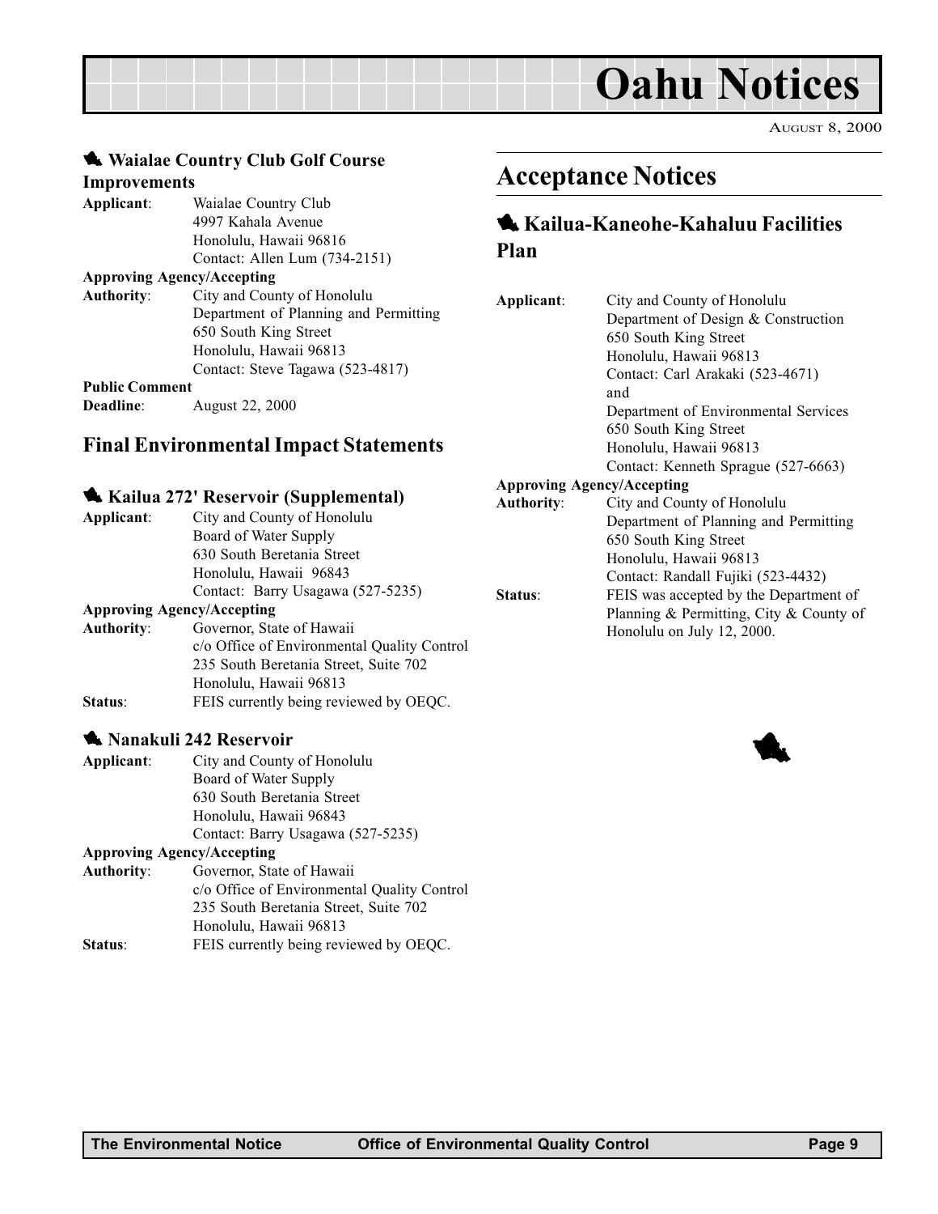# Oahu Notices

AUGUST 8, 2000

### Waialae Country Club Golf Course Improvements

**Applicant**: Waialae Country Club
4997 Kahala Avenue
Honolulu, Hawaii 96816
Contact: Allen Lum (734-2151)

**Approving Agency/Accepting Authority**: City and County of Honolulu
Department of Planning and Permitting
650 South King Street
Honolulu, Hawaii 96813
Contact: Steve Tagawa (523-4817)

**Public Comment Deadline**: August 22, 2000

## Final Environmental Impact Statements

### Kailua 272' Reservoir (Supplemental)

**Applicant**: City and County of Honolulu
Board of Water Supply
630 South Beretania Street
Honolulu, Hawaii 96843
Contact: Barry Usagawa (527-5235)

**Approving Agency/Accepting Authority**: Governor, State of Hawaii
c/o Office of Environmental Quality Control
235 South Beretania Street, Suite 702
Honolulu, Hawaii 96813

**Status**: FEIS currently being reviewed by OEQC.

### Nanakuli 242 Reservoir

**Applicant**: City and County of Honolulu
Board of Water Supply
630 South Beretania Street
Honolulu, Hawaii 96843
Contact: Barry Usagawa (527-5235)

**Approving Agency/Accepting Authority**: Governor, State of Hawaii
c/o Office of Environmental Quality Control
235 South Beretania Street, Suite 702
Honolulu, Hawaii 96813

**Status**: FEIS currently being reviewed by OEQC.

## Acceptance Notices

### Kailua-Kaneohe-Kahaluu Facilities Plan

**Applicant**: City and County of Honolulu
Department of Design & Construction
650 South King Street
Honolulu, Hawaii 96813
Contact: Carl Arakaki (523-4671)
and
Department of Environmental Services
650 South King Street
Honolulu, Hawaii 96813
Contact: Kenneth Sprague (527-6663)

**Approving Agency/Accepting Authority**: City and County of Honolulu
Department of Planning and Permitting
650 South King Street
Honolulu, Hawaii 96813
Contact: Randall Fujiki (523-4432)

**Status**: FEIS was accepted by the Department of Planning & Permitting, City & County of Honolulu on July 12, 2000.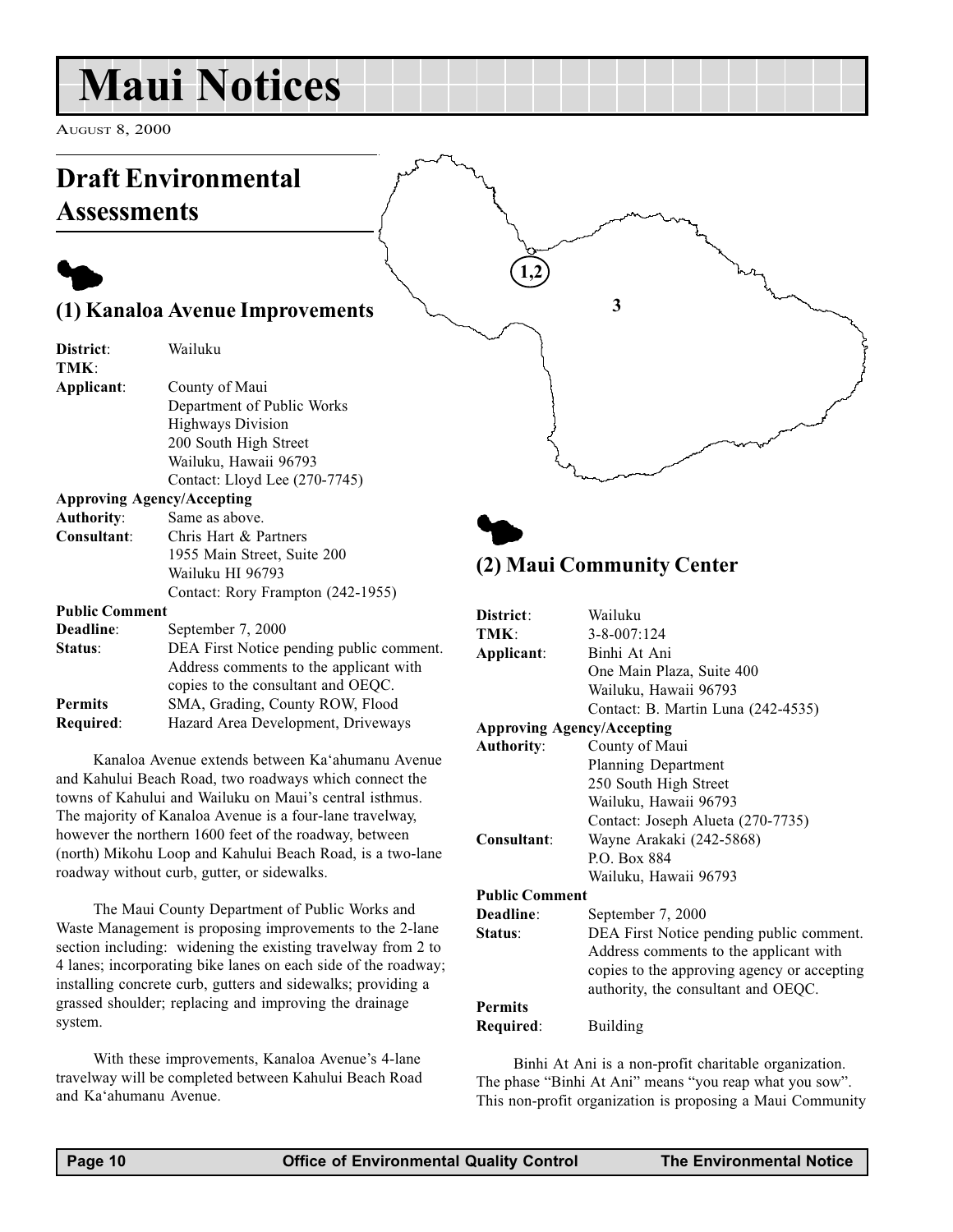# Maui Notices

August 8, 2000

## Draft Environmental Assessments

### (1) Kanaloa Avenue Improvements

**District**: Wailuku
**TMK**:
**Applicant**: County of Maui
Department of Public Works
Highways Division
200 South High Street
Wailuku, Hawaii 96793
Contact: Lloyd Lee (270-7745)
**Approving Agency/Accepting Authority**: Same as above.
**Consultant**: Chris Hart & Partners
1955 Main Street, Suite 200
Wailuku HI 96793
Contact: Rory Frampton (242-1955)
**Public Comment Deadline**: September 7, 2000
**Status**: DEA First Notice pending public comment. Address comments to the applicant with copies to the consultant and OEQC.
**Permits Required**: SMA, Grading, County ROW, Flood Hazard Area Development, Driveways

Kanaloa Avenue extends between Ka'ahumanu Avenue and Kahului Beach Road, two roadways which connect the towns of Kahului and Wailuku on Maui's central isthmus. The majority of Kanaloa Avenue is a four-lane travelway, however the northern 1600 feet of the roadway, between (north) Mikohu Loop and Kahului Beach Road, is a two-lane roadway without curb, gutter, or sidewalks.

The Maui County Department of Public Works and Waste Management is proposing improvements to the 2-lane section including: widening the existing travelway from 2 to 4 lanes; incorporating bike lanes on each side of the roadway; installing concrete curb, gutters and sidewalks; providing a grassed shoulder; replacing and improving the drainage system.

With these improvements, Kanaloa Avenue's 4-lane travelway will be completed between Kahului Beach Road and Ka'ahumanu Avenue.

### (2) Maui Community Center

**District**: Wailuku
**TMK**: 3-8-007:124
**Applicant**: Binhi At Ani
One Main Plaza, Suite 400
Wailuku, Hawaii 96793
Contact: B. Martin Luna (242-4535)
**Approving Agency/Accepting Authority**: County of Maui
Planning Department
250 South High Street
Wailuku, Hawaii 96793
Contact: Joseph Alueta (270-7735)
**Consultant**: Wayne Arakaki (242-5868)
P.O. Box 884
Wailuku, Hawaii 96793
**Public Comment Deadline**: September 7, 2000
**Status**: DEA First Notice pending public comment. Address comments to the applicant with copies to the approving agency or accepting authority, the consultant and OEQC.
**Permits Required**: Building

Binhi At Ani is a non-profit charitable organization. The phase "Binhi At Ani" means "you reap what you sow". This non-profit organization is proposing a Maui Community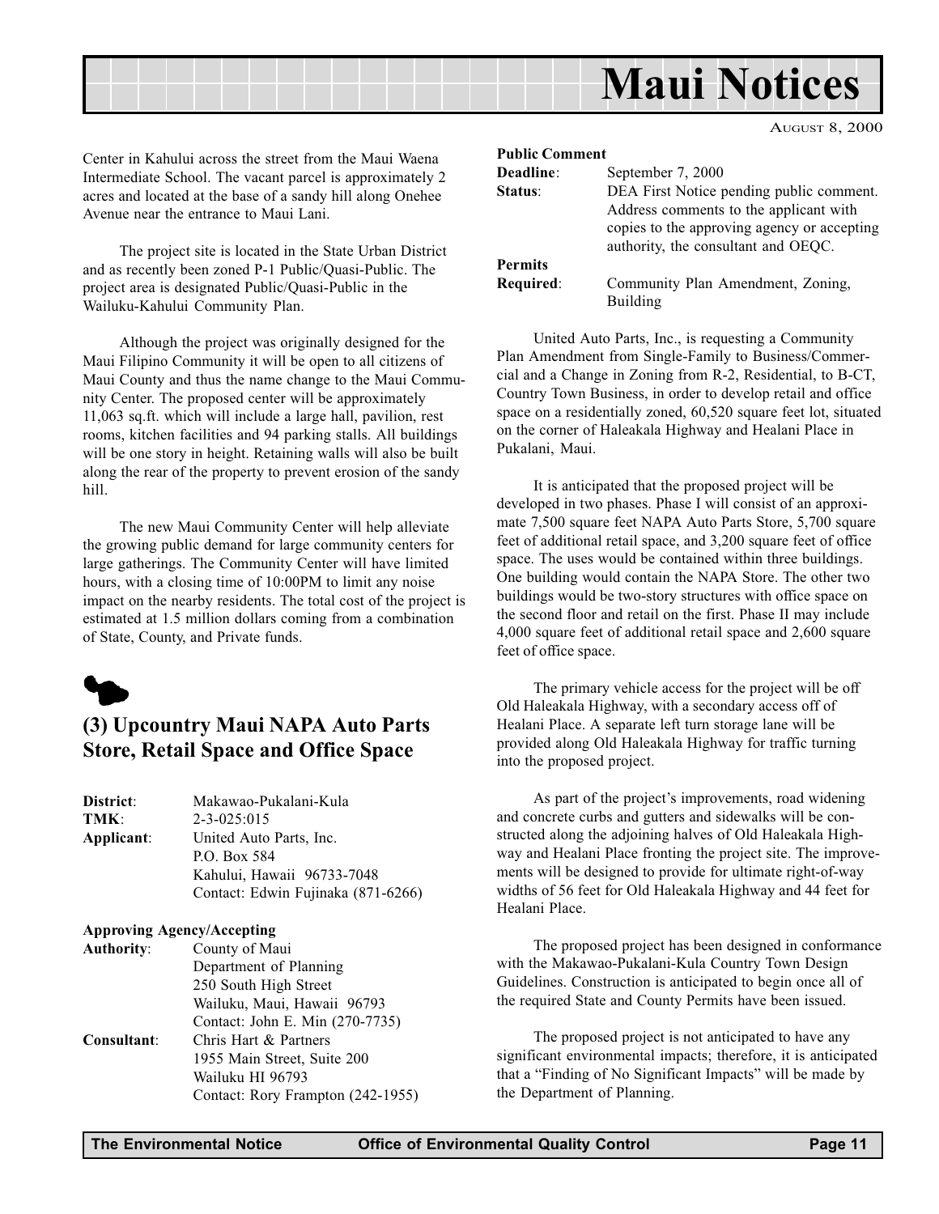Center in Kahului across the street from the Maui Waena Intermediate School. The vacant parcel is approximately 2 acres and located at the base of a sandy hill along Onehee Avenue near the entrance to Maui Lani.

The project site is located in the State Urban District and as recently been zoned P-1 Public/Quasi-Public. The project area is designated Public/Quasi-Public in the Wailuku-Kahului Community Plan.

Although the project was originally designed for the Maui Filipino Community it will be open to all citizens of Maui County and thus the name change to the Maui Community Center. The proposed center will be approximately 11,063 sq.ft. which will include a large hall, pavilion, rest rooms, kitchen facilities and 94 parking stalls. All buildings will be one story in height. Retaining walls will also be built along the rear of the property to prevent erosion of the sandy hill.

The new Maui Community Center will help alleviate the growing public demand for large community centers for large gatherings. The Community Center will have limited hours, with a closing time of 10:00PM to limit any noise impact on the nearby residents. The total cost of the project is estimated at 1.5 million dollars coming from a combination of State, County, and Private funds.

## (3) Upcountry Maui NAPA Auto Parts Store, Retail Space and Office Space

**District**: Makawao-Pukalani-Kula
**TMK**: 2-3-025:015
**Applicant**: United Auto Parts, Inc.
P.O. Box 584
Kahului, Hawaii 96733-7048
Contact: Edwin Fujinaka (871-6266)

**Approving Agency/Accepting Authority**: County of Maui
Department of Planning
250 South High Street
Wailuku, Maui, Hawaii 96793
Contact: John E. Min (270-7735)

**Consultant**: Chris Hart & Partners
1955 Main Street, Suite 200
Wailuku HI 96793
Contact: Rory Frampton (242-1955)

**Public Comment Deadline**: September 7, 2000
**Status**: DEA First Notice pending public comment. Address comments to the applicant with copies to the approving agency or accepting authority, the consultant and OEQC.
**Permits Required**: Community Plan Amendment, Zoning, Building

United Auto Parts, Inc., is requesting a Community Plan Amendment from Single-Family to Business/Commercial and a Change in Zoning from R-2, Residential, to B-CT, Country Town Business, in order to develop retail and office space on a residentially zoned, 60,520 square feet lot, situated on the corner of Haleakala Highway and Healani Place in Pukalani, Maui.

It is anticipated that the proposed project will be developed in two phases. Phase I will consist of an approximate 7,500 square feet NAPA Auto Parts Store, 5,700 square feet of additional retail space, and 3,200 square feet of office space. The uses would be contained within three buildings. One building would contain the NAPA Store. The other two buildings would be two-story structures with office space on the second floor and retail on the first. Phase II may include 4,000 square feet of additional retail space and 2,600 square feet of office space.

The primary vehicle access for the project will be off Old Haleakala Highway, with a secondary access off of Healani Place. A separate left turn storage lane will be provided along Old Haleakala Highway for traffic turning into the proposed project.

As part of the project's improvements, road widening and concrete curbs and gutters and sidewalks will be constructed along the adjoining halves of Old Haleakala Highway and Healani Place fronting the project site. The improvements will be designed to provide for ultimate right-of-way widths of 56 feet for Old Haleakala Highway and 44 feet for Healani Place.

The proposed project has been designed in conformance with the Makawao-Pukalani-Kula Country Town Design Guidelines. Construction is anticipated to begin once all of the required State and County Permits have been issued.

The proposed project is not anticipated to have any significant environmental impacts; therefore, it is anticipated that a "Finding of No Significant Impacts" will be made by the Department of Planning.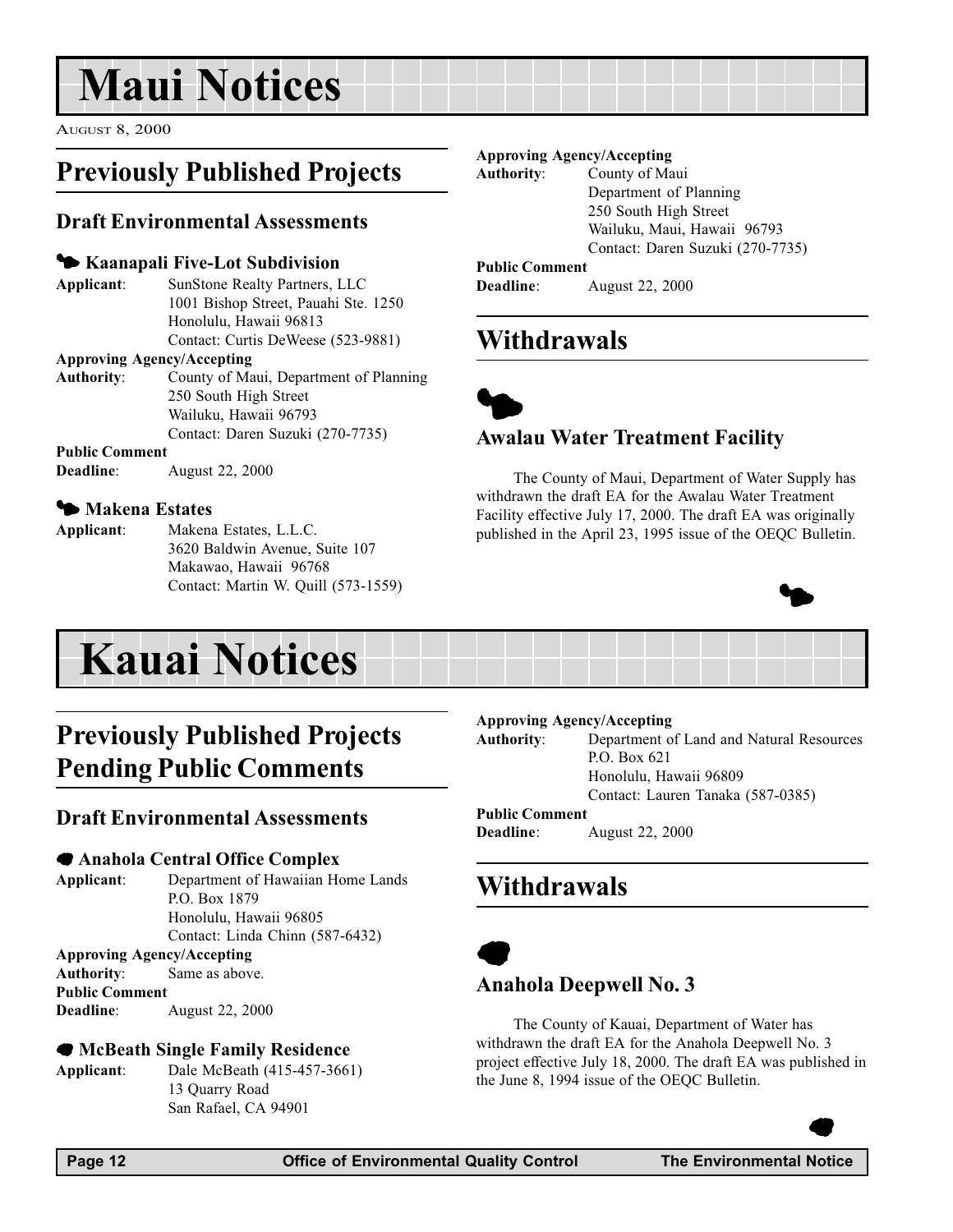# Maui Notices

August 8, 2000

## Previously Published Projects

### Draft Environmental Assessments

#### Kaanapali Five-Lot Subdivision

**Applicant**: SunStone Realty Partners, LLC
1001 Bishop Street, Pauahi Ste. 1250
Honolulu, Hawaii 96813
Contact: Curtis DeWeese (523-9881)

**Approving Agency/Accepting Authority**: County of Maui, Department of Planning
250 South High Street
Wailuku, Hawaii 96793
Contact: Daren Suzuki (270-7735)

**Public Comment Deadline**: August 22, 2000

#### Makena Estates

**Applicant**: Makena Estates, L.L.C.
3620 Baldwin Avenue, Suite 107
Makawao, Hawaii 96768
Contact: Martin W. Quill (573-1559)

**Approving Agency/Accepting Authority**: County of Maui
Department of Planning
250 South High Street
Wailuku, Maui, Hawaii 96793
Contact: Daren Suzuki (270-7735)

**Public Comment Deadline**: August 22, 2000

## Withdrawals

### Awalau Water Treatment Facility

The County of Maui, Department of Water Supply has withdrawn the draft EA for the Awalau Water Treatment Facility effective July 17, 2000. The draft EA was originally published in the April 23, 1995 issue of the OEQC Bulletin.

# Kauai Notices

## Previously Published Projects Pending Public Comments

### Draft Environmental Assessments

#### Anahola Central Office Complex

**Applicant**: Department of Hawaiian Home Lands
P.O. Box 1879
Honolulu, Hawaii 96805
Contact: Linda Chinn (587-6432)

**Approving Agency/Accepting Authority**: Same as above.

**Public Comment Deadline**: August 22, 2000

#### McBeath Single Family Residence

**Applicant**: Dale McBeath (415-457-3661)
13 Quarry Road
San Rafael, CA 94901

**Approving Agency/Accepting Authority**: Department of Land and Natural Resources
P.O. Box 621
Honolulu, Hawaii 96809
Contact: Lauren Tanaka (587-0385)

**Public Comment Deadline**: August 22, 2000

## Withdrawals

### Anahola Deepwell No. 3

The County of Kauai, Department of Water has withdrawn the draft EA for the Anahola Deepwell No. 3 project effective July 18, 2000. The draft EA was published in the June 8, 1994 issue of the OEQC Bulletin.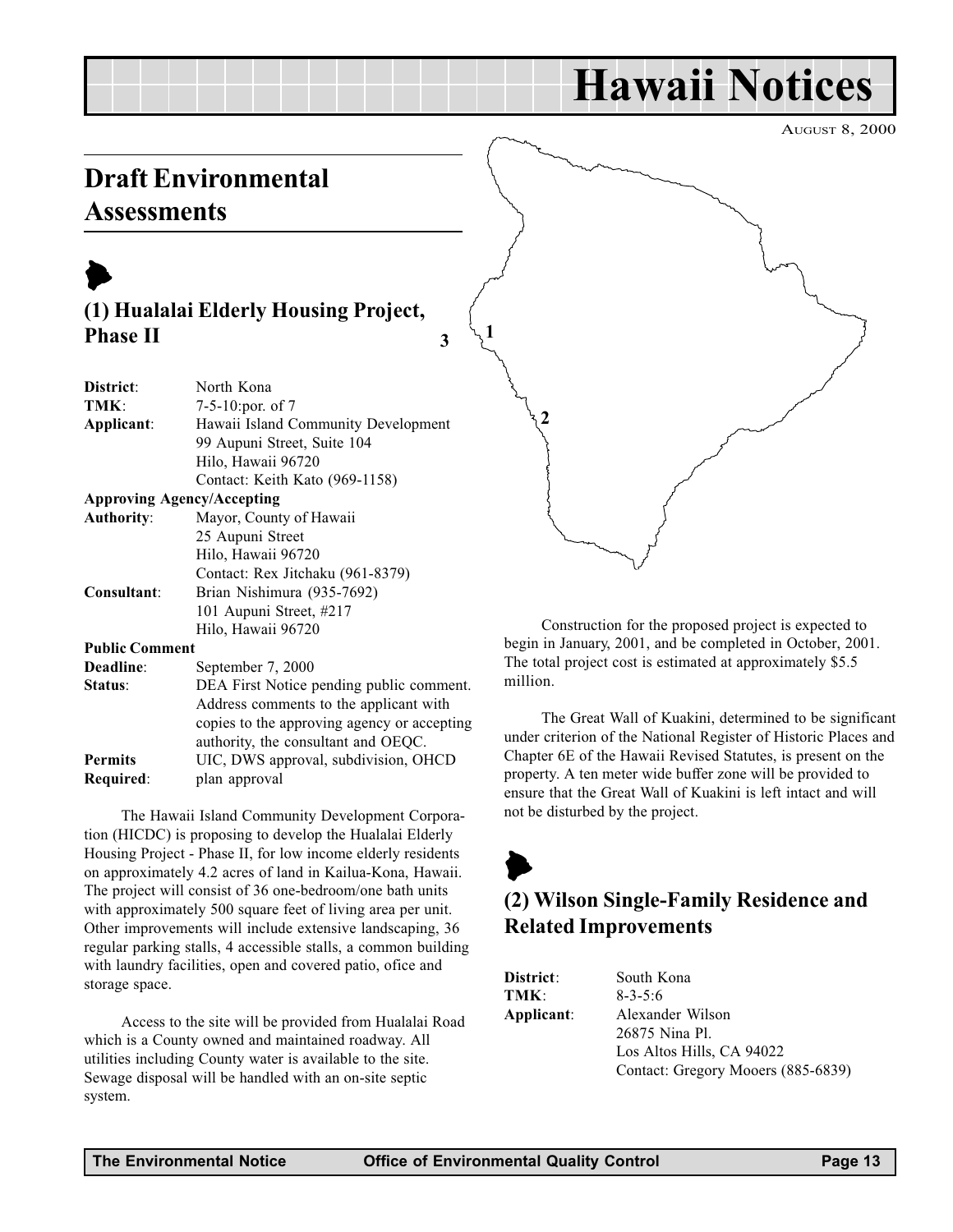# Hawaii Notices

August 8, 2000

## Draft Environmental Assessments

### (1) Hualalai Elderly Housing Project, Phase II

**District**: North Kona
**TMK**: 7-5-10:por. of 7
**Applicant**: Hawaii Island Community Development
99 Aupuni Street, Suite 104
Hilo, Hawaii 96720
Contact: Keith Kato (969-1158)
**Approving Agency/Accepting Authority**: Mayor, County of Hawaii
25 Aupuni Street
Hilo, Hawaii 96720
Contact: Rex Jitchaku (961-8379)
**Consultant**: Brian Nishimura (935-7692)
101 Aupuni Street, #217
Hilo, Hawaii 96720
**Public Comment Deadline**: September 7, 2000
**Status**: DEA First Notice pending public comment. Address comments to the applicant with copies to the approving agency or accepting authority, the consultant and OEQC.
**Permits Required**: UIC, DWS approval, subdivision, OHCD plan approval

The Hawaii Island Community Development Corporation (HICDC) is proposing to develop the Hualalai Elderly Housing Project - Phase II, for low income elderly residents on approximately 4.2 acres of land in Kailua-Kona, Hawaii. The project will consist of 36 one-bedroom/one bath units with approximately 500 square feet of living area per unit. Other improvements will include extensive landscaping, 36 regular parking stalls, 4 accessible stalls, a common building with laundry facilities, open and covered patio, ofice and storage space.

Access to the site will be provided from Hualalai Road which is a County owned and maintained roadway. All utilities including County water is available to the site. Sewage disposal will be handled with an on-site septic system.

Construction for the proposed project is expected to begin in January, 2001, and be completed in October, 2001. The total project cost is estimated at approximately $5.5 million.

The Great Wall of Kuakini, determined to be significant under criterion of the National Register of Historic Places and Chapter 6E of the Hawaii Revised Statutes, is present on the property. A ten meter wide buffer zone will be provided to ensure that the Great Wall of Kuakini is left intact and will not be disturbed by the project.

### (2) Wilson Single-Family Residence and Related Improvements

**District**: South Kona
**TMK**: 8-3-5:6
**Applicant**: Alexander Wilson
26875 Nina Pl.
Los Altos Hills, CA 94022
Contact: Gregory Mooers (885-6839)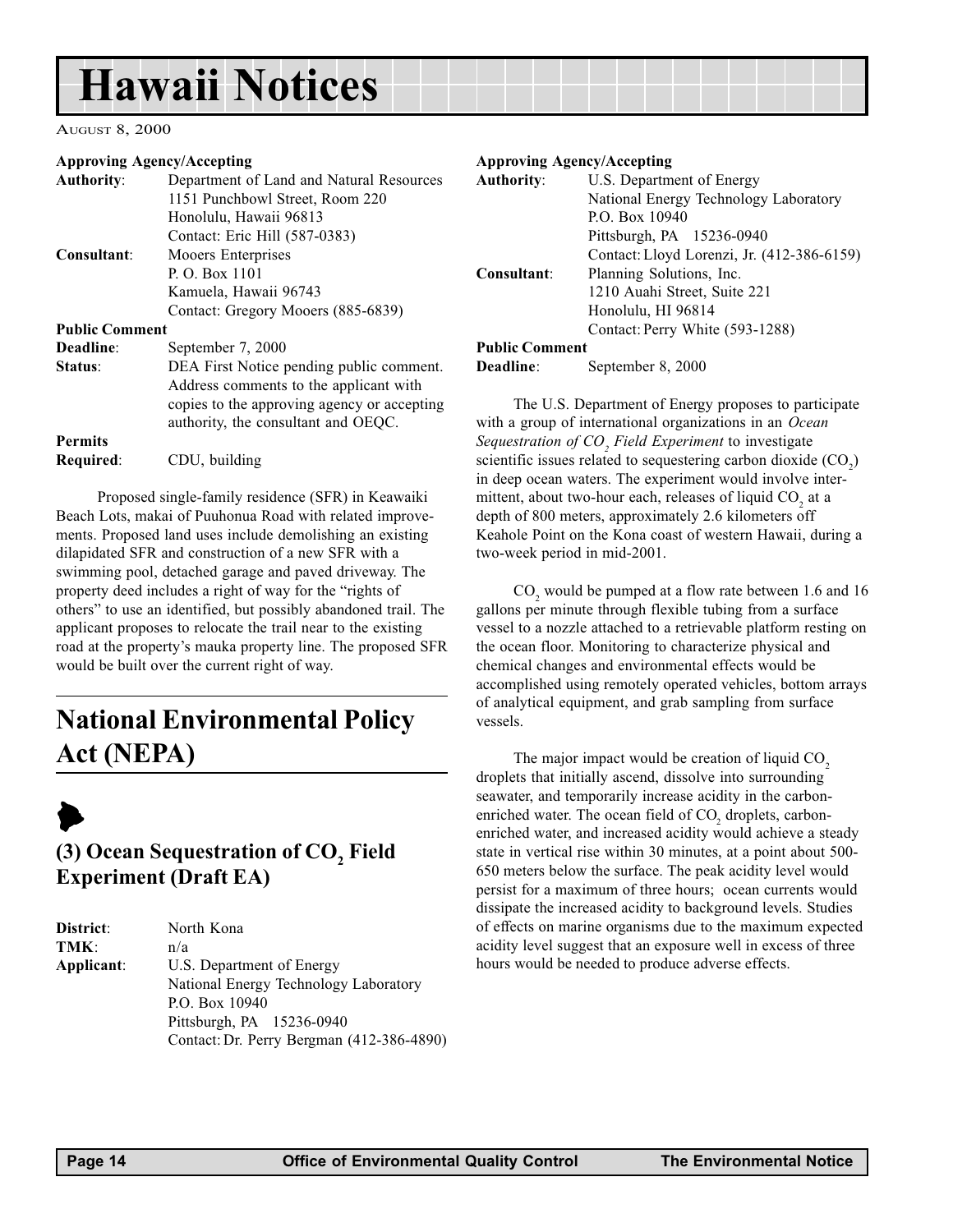**Approving Agency/Accepting**

| | |
|---|---|
| **Authority**: | Department of Land and Natural Resources<br>1151 Punchbowl Street, Room 220<br>Honolulu, Hawaii 96813<br>Contact: Eric Hill (587-0383) |
| **Consultant**: | Mooers Enterprises<br>P. O. Box 1101<br>Kamuela, Hawaii 96743<br>Contact: Gregory Mooers (885-6839) |

**Public Comment**

| | |
|---|---|
| **Deadline**: | September 7, 2000 |
| **Status**: | DEA First Notice pending public comment. Address comments to the applicant with copies to the approving agency or accepting authority, the consultant and OEQC. |

**Permits**

| | |
|---|---|
| **Required**: | CDU, building |

Proposed single-family residence (SFR) in Keawaiki Beach Lots, makai of Puuhonua Road with related improvements. Proposed land uses include demolishing an existing dilapidated SFR and construction of a new SFR with a swimming pool, detached garage and paved driveway. The property deed includes a right of way for the "rights of others" to use an identified, but possibly abandoned trail. The applicant proposes to relocate the trail near to the existing road at the property's mauka property line. The proposed SFR would be built over the current right of way.

# National Environmental Policy Act (NEPA)

## (3) Ocean Sequestration of $CO_2$ Field Experiment (Draft EA)

| | |
|---|---|
| **District**: | North Kona |
| **TMK**: | n/a |
| **Applicant**: | U.S. Department of Energy<br>National Energy Technology Laboratory<br>P.O. Box 10940<br>Pittsburgh, PA 15236-0940<br>Contact: Dr. Perry Bergman (412-386-4890) |

**Approving Agency/Accepting**

| | |
|---|---|
| **Authority**: | U.S. Department of Energy<br>National Energy Technology Laboratory<br>P.O. Box 10940<br>Pittsburgh, PA 15236-0940<br>Contact: Lloyd Lorenzi, Jr. (412-386-6159) |
| **Consultant**: | Planning Solutions, Inc.<br>1210 Auahi Street, Suite 221<br>Honolulu, HI 96814<br>Contact: Perry White (593-1288) |

**Public Comment**

| | |
|---|---|
| **Deadline**: | September 8, 2000 |

The U.S. Department of Energy proposes to participate with a group of international organizations in an *Ocean Sequestration of $CO_2$ Field Experiment* to investigate scientific issues related to sequestering carbon dioxide ($CO_2$) in deep ocean waters. The experiment would involve intermittent, about two-hour each, releases of liquid $CO_2$ at a depth of 800 meters, approximately 2.6 kilometers off Keahole Point on the Kona coast of western Hawaii, during a two-week period in mid-2001.

$CO_2$ would be pumped at a flow rate between 1.6 and 16 gallons per minute through flexible tubing from a surface vessel to a nozzle attached to a retrievable platform resting on the ocean floor. Monitoring to characterize physical and chemical changes and environmental effects would be accomplished using remotely operated vehicles, bottom arrays of analytical equipment, and grab sampling from surface vessels.

The major impact would be creation of liquid $CO_2$ droplets that initially ascend, dissolve into surrounding seawater, and temporarily increase acidity in the carbon-enriched water. The ocean field of $CO_2$ droplets, carbon-enriched water, and increased acidity would achieve a steady state in vertical rise within 30 minutes, at a point about 500-650 meters below the surface. The peak acidity level would persist for a maximum of three hours; ocean currents would dissipate the increased acidity to background levels. Studies of effects on marine organisms due to the maximum expected acidity level suggest that an exposure well in excess of three hours would be needed to produce adverse effects.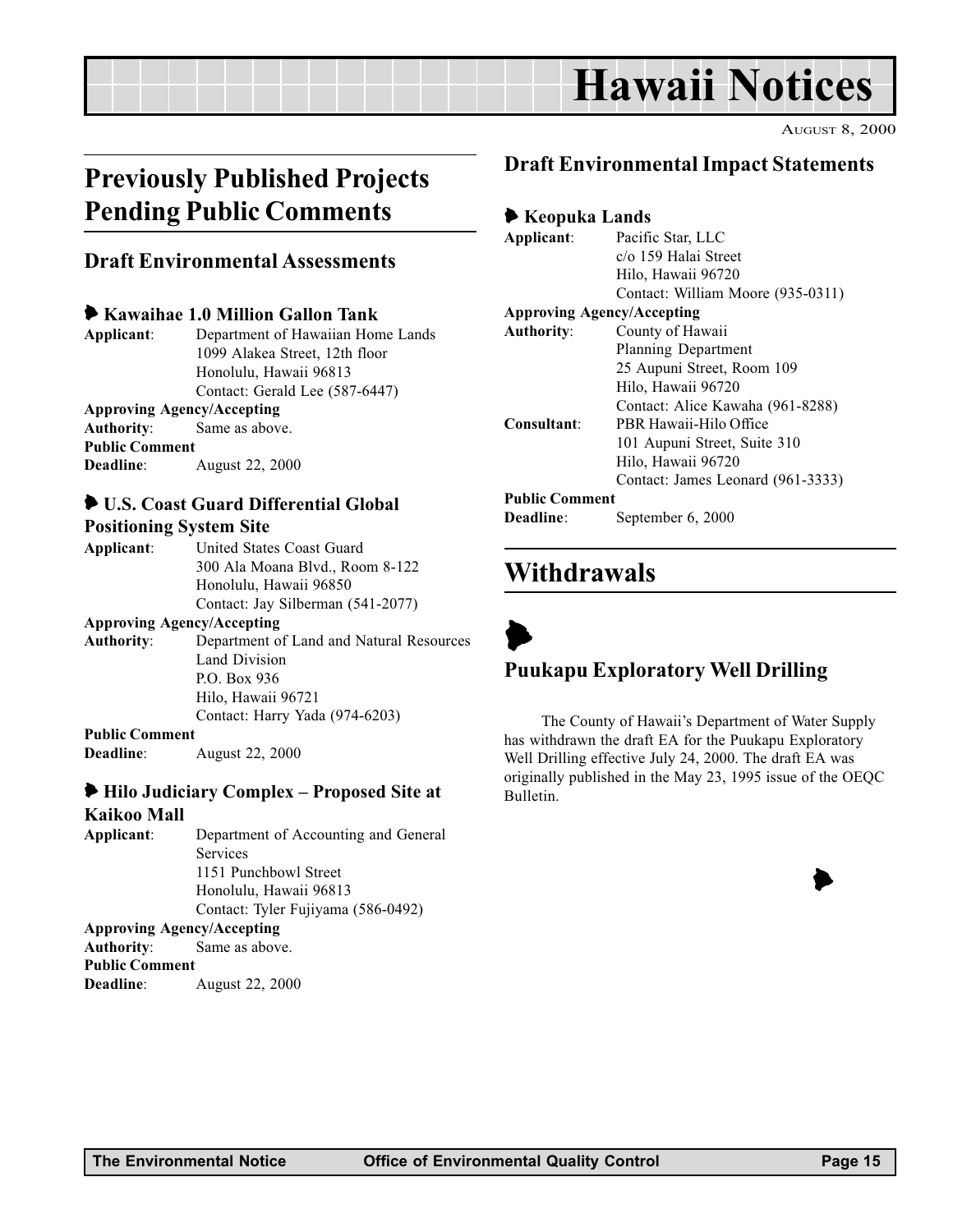# Hawaii Notices

August 8, 2000

## Previously Published Projects Pending Public Comments

### Draft Environmental Assessments

#### Kawaihae 1.0 Million Gallon Tank

**Applicant**: Department of Hawaiian Home Lands
1099 Alakea Street, 12th floor
Honolulu, Hawaii 96813
Contact: Gerald Lee (587-6447)

**Approving Agency/Accepting Authority**: Same as above.

**Public Comment Deadline**: August 22, 2000

#### U.S. Coast Guard Differential Global Positioning System Site

**Applicant**: United States Coast Guard
300 Ala Moana Blvd., Room 8-122
Honolulu, Hawaii 96850
Contact: Jay Silberman (541-2077)

**Approving Agency/Accepting Authority**: Department of Land and Natural Resources
Land Division
P.O. Box 936
Hilo, Hawaii 96721
Contact: Harry Yada (974-6203)

**Public Comment Deadline**: August 22, 2000

#### Hilo Judiciary Complex – Proposed Site at Kaikoo Mall

**Applicant**: Department of Accounting and General Services
1151 Punchbowl Street
Honolulu, Hawaii 96813
Contact: Tyler Fujiyama (586-0492)

**Approving Agency/Accepting Authority**: Same as above.

**Public Comment Deadline**: August 22, 2000

### Draft Environmental Impact Statements

#### Keopuka Lands

**Applicant**: Pacific Star, LLC
c/o 159 Halai Street
Hilo, Hawaii 96720
Contact: William Moore (935-0311)

**Approving Agency/Accepting Authority**: County of Hawaii
Planning Department
25 Aupuni Street, Room 109
Hilo, Hawaii 96720
Contact: Alice Kawaha (961-8288)

**Consultant**: PBR Hawaii-Hilo Office
101 Aupuni Street, Suite 310
Hilo, Hawaii 96720
Contact: James Leonard (961-3333)

**Public Comment Deadline**: September 6, 2000

## Withdrawals

### Puukapu Exploratory Well Drilling

The County of Hawaii's Department of Water Supply has withdrawn the draft EA for the Puukapu Exploratory Well Drilling effective July 24, 2000. The draft EA was originally published in the May 23, 1995 issue of the OEQC Bulletin.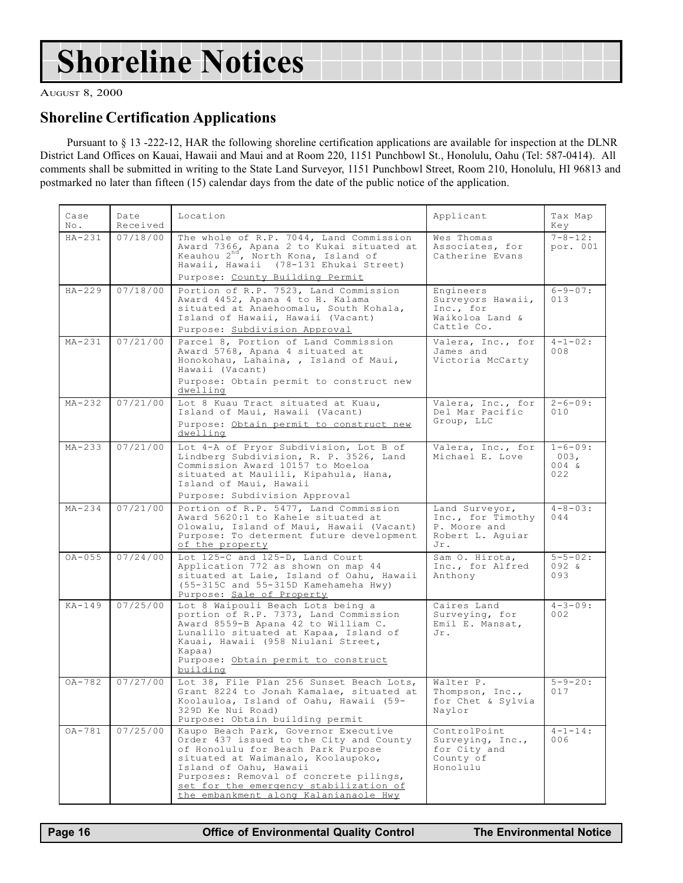# Shoreline Notices

August 8, 2000

## Shoreline Certification Applications

Pursuant to § 13 -222-12, HAR the following shoreline certification applications are available for inspection at the DLNR District Land Offices on Kauai, Hawaii and Maui and at Room 220, 1151 Punchbowl St., Honolulu, Oahu (Tel: 587-0414). All comments shall be submitted in writing to the State Land Surveyor, 1151 Punchbowl Street, Room 210, Honolulu, HI 96813 and postmarked no later than fifteen (15) calendar days from the date of the public notice of the application.

| Case No. | Date Received | Location | Applicant | Tax Map Key |
|---|---|---|---|---|
| HA-231 | 07/18/00 | The whole of R.P. 7044, Land Commission Award 7366, Apana 2 to Kukai situated at Keauhou 2nd, North Kona, Island of Hawaii, Hawaii (78-131 Ehukai Street) Purpose: County Building Permit | Wes Thomas Associates, for Catherine Evans | 7-8-12: por. 001 |
| HA-229 | 07/18/00 | Portion of R.P. 7523, Land Commission Award 4452, Apana 4 to H. Kalama situated at Anaehoomalu, South Kohala, Island of Hawaii, Hawaii (Vacant) Purpose: Subdivision Approval | Engineers Surveyors Hawaii, Inc., for Waikoloa Land & Cattle Co. | 6-9-07: 013 |
| MA-231 | 07/21/00 | Parcel 8, Portion of Land Commission Award 5768, Apana 4 situated at Honokohau, Lahaina, , Island of Maui, Hawaii (Vacant) Purpose: Obtain permit to construct new dwelling | Valera, Inc., for James and Victoria McCarty | 4-1-02: 008 |
| MA-232 | 07/21/00 | Lot 8 Kuau Tract situated at Kuau, Island of Maui, Hawaii (Vacant) Purpose: Obtain permit to construct new dwelling | Valera, Inc., for Del Mar Pacific Group, LLC | 2-6-09: 010 |
| MA-233 | 07/21/00 | Lot 4-A of Pryor Subdivision, Lot B of Lindberg Subdivision, R. P. 3526, Land Commission Award 10157 to Moeloa situated at Maulili, Kipahula, Hana, Island of Maui, Hawaii Purpose: Subdivision Approval | Valera, Inc., for Michael E. Love | 1-6-09: 003, 004 & 022 |
| MA-234 | 07/21/00 | Portion of R.P. 5477, Land Commission Award 5620:1 to Kahele situated at Olowalu, Island of Maui, Hawaii (Vacant) Purpose: To determent future development of the property | Land Surveyor, Inc., for Timothy P. Moore and Robert L. Aguiar Jr. | 4-8-03: 044 |
| OA-055 | 07/24/00 | Lot 125-C and 125-D, Land Court Application 772 as shown on map 44 situated at Laie, Island of Oahu, Hawaii (55-315C and 55-315D Kamehameha Hwy) Purpose: Sale of Property | Sam O. Hirota, Inc., for Alfred Anthony | 5-5-02: 092 & 093 |
| KA-149 | 07/25/00 | Lot 8 Waipouli Beach Lots being a portion of R.P. 7373, Land Commission Award 8559-B Apana 42 to William C. Lunalilo situated at Kapaa, Island of Kauai, Hawaii (958 Niulani Street, Kapaa) Purpose: Obtain permit to construct building | Caires Land Surveying, for Emil E. Mansat, Jr. | 4-3-09: 002 |
| OA-782 | 07/27/00 | Lot 38, File Plan 256 Sunset Beach Lots, Grant 8224 to Jonah Kamalae, situated at Koolauloa, Island of Oahu, Hawaii (59-329D Ke Nui Road) Purpose: Obtain building permit | Walter P. Thompson, Inc., for Chet & Sylvia Naylor | 5-9-20: 017 |
| OA-781 | 07/25/00 | Kaupo Beach Park, Governor Executive Order 437 issued to the City and County of Honolulu for Beach Park Purpose situated at Waimanalo, Koolaupoko, Island of Oahu, Hawaii Purposes: Removal of concrete pilings, set for the emergency stabilization of the embankment along Kalanianaole Hwy | ControlPoint Surveying, Inc., for City and County of Honolulu | 4-1-14: 006 |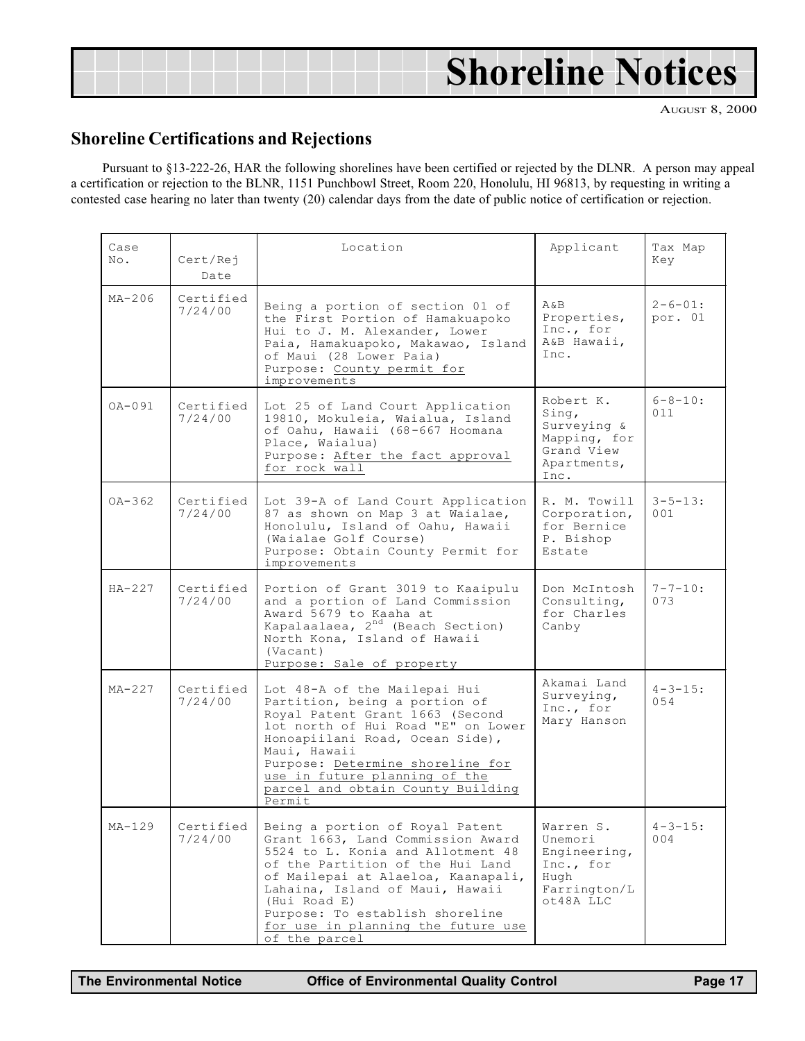# Shoreline Notices

August 8, 2000

## Shoreline Certifications and Rejections

Pursuant to §13-222-26, HAR the following shorelines have been certified or rejected by the DLNR. A person may appeal a certification or rejection to the BLNR, 1151 Punchbowl Street, Room 220, Honolulu, HI 96813, by requesting in writing a contested case hearing no later than twenty (20) calendar days from the date of public notice of certification or rejection.

| Case No. | Cert/Rej Date | Location | Applicant | Tax Map Key |
|---|---|---|---|---|
| MA-206 | Certified 7/24/00 | Being a portion of section 01 of the First Portion of Hamakuapoko Hui to J. M. Alexander, Lower Paia, Hamakuapoko, Makawao, Island of Maui (28 Lower Paia)<br>Purpose: County permit for improvements | A&B Properties, Inc., for A&B Hawaii, Inc. | 2-6-01: por. 01 |
| OA-091 | Certified 7/24/00 | Lot 25 of Land Court Application 19810, Mokuleia, Waialua, Island of Oahu, Hawaii (68-667 Hoomana Place, Waialua)<br>Purpose: After the fact approval for rock wall | Robert K. Sing, Surveying & Mapping, for Grand View Apartments, Inc. | 6-8-10: 011 |
| OA-362 | Certified 7/24/00 | Lot 39-A of Land Court Application 87 as shown on Map 3 at Waialae, Honolulu, Island of Oahu, Hawaii (Waialae Golf Course)<br>Purpose: Obtain County Permit for improvements | R. M. Towill Corporation, for Bernice P. Bishop Estate | 3-5-13: 001 |
| HA-227 | Certified 7/24/00 | Portion of Grant 3019 to Kaaipulu and a portion of Land Commission Award 5679 to Kaaha at Kapalaalaea, 2nd (Beach Section) North Kona, Island of Hawaii (Vacant)<br>Purpose: Sale of property | Don McIntosh Consulting, for Charles Canby | 7-7-10: 073 |
| MA-227 | Certified 7/24/00 | Lot 48-A of the Mailepai Hui Partition, being a portion of Royal Patent Grant 1663 (Second lot north of Hui Road "E" on Lower Honoapiilani Road, Ocean Side), Maui, Hawaii<br>Purpose: Determine shoreline for use in future planning of the parcel and obtain County Building Permit | Akamai Land Surveying, Inc., for Mary Hanson | 4-3-15: 054 |
| MA-129 | Certified 7/24/00 | Being a portion of Royal Patent Grant 1663, Land Commission Award 5524 to L. Konia and Allotment 48 of the Partition of the Hui Land of Mailepai at Alaeloa, Kaanapali, Lahaina, Island of Maui, Hawaii (Hui Road E)<br>Purpose: To establish shoreline for use in planning the future use of the parcel | Warren S. Unemori Engineering, Inc., for Hugh Farrington/Lot48A LLC | 4-3-15: 004 |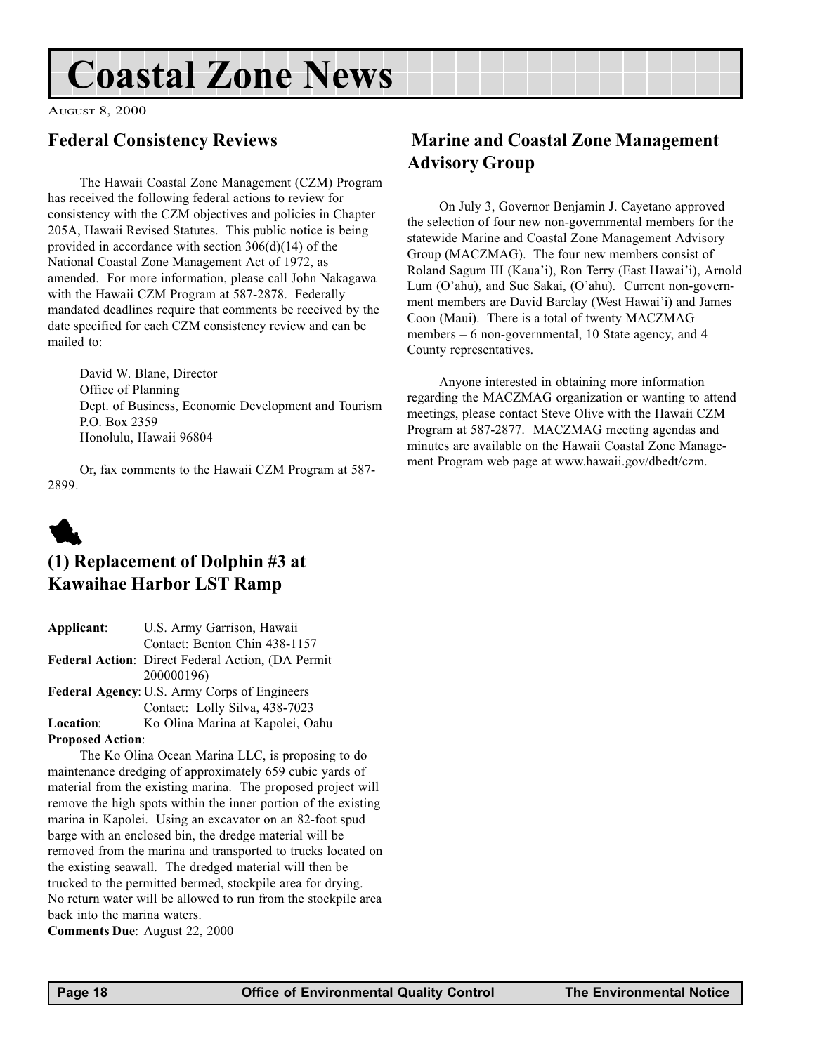# Coastal Zone News

August 8, 2000

## Federal Consistency Reviews

The Hawaii Coastal Zone Management (CZM) Program has received the following federal actions to review for consistency with the CZM objectives and policies in Chapter 205A, Hawaii Revised Statutes. This public notice is being provided in accordance with section 306(d)(14) of the National Coastal Zone Management Act of 1972, as amended. For more information, please call John Nakagawa with the Hawaii CZM Program at 587-2878. Federally mandated deadlines require that comments be received by the date specified for each CZM consistency review and can be mailed to:

David W. Blane, Director
Office of Planning
Dept. of Business, Economic Development and Tourism
P.O. Box 2359
Honolulu, Hawaii 96804

Or, fax comments to the Hawaii CZM Program at 587-2899.

### (1) Replacement of Dolphin #3 at Kawaihae Harbor LST Ramp

**Applicant**: U.S. Army Garrison, Hawaii
Contact: Benton Chin 438-1157

**Federal Action**: Direct Federal Action, (DA Permit 200000196)

**Federal Agency**: U.S. Army Corps of Engineers
Contact: Lolly Silva, 438-7023

**Location**: Ko Olina Marina at Kapolei, Oahu

**Proposed Action**:

The Ko Olina Ocean Marina LLC, is proposing to do maintenance dredging of approximately 659 cubic yards of material from the existing marina. The proposed project will remove the high spots within the inner portion of the existing marina in Kapolei. Using an excavator on an 82-foot spud barge with an enclosed bin, the dredge material will be removed from the marina and transported to trucks located on the existing seawall. The dredged material will then be trucked to the permitted bermed, stockpile area for drying. No return water will be allowed to run from the stockpile area back into the marina waters.

**Comments Due**: August 22, 2000

## Marine and Coastal Zone Management Advisory Group

On July 3, Governor Benjamin J. Cayetano approved the selection of four new non-governmental members for the statewide Marine and Coastal Zone Management Advisory Group (MACZMAG). The four new members consist of Roland Sagum III (Kaua'i), Ron Terry (East Hawai'i), Arnold Lum (O'ahu), and Sue Sakai, (O'ahu). Current non-government members are David Barclay (West Hawai'i) and James Coon (Maui). There is a total of twenty MACZMAG members – 6 non-governmental, 10 State agency, and 4 County representatives.

Anyone interested in obtaining more information regarding the MACZMAG organization or wanting to attend meetings, please contact Steve Olive with the Hawaii CZM Program at 587-2877. MACZMAG meeting agendas and minutes are available on the Hawaii Coastal Zone Management Program web page at www.hawaii.gov/dbedt/czm.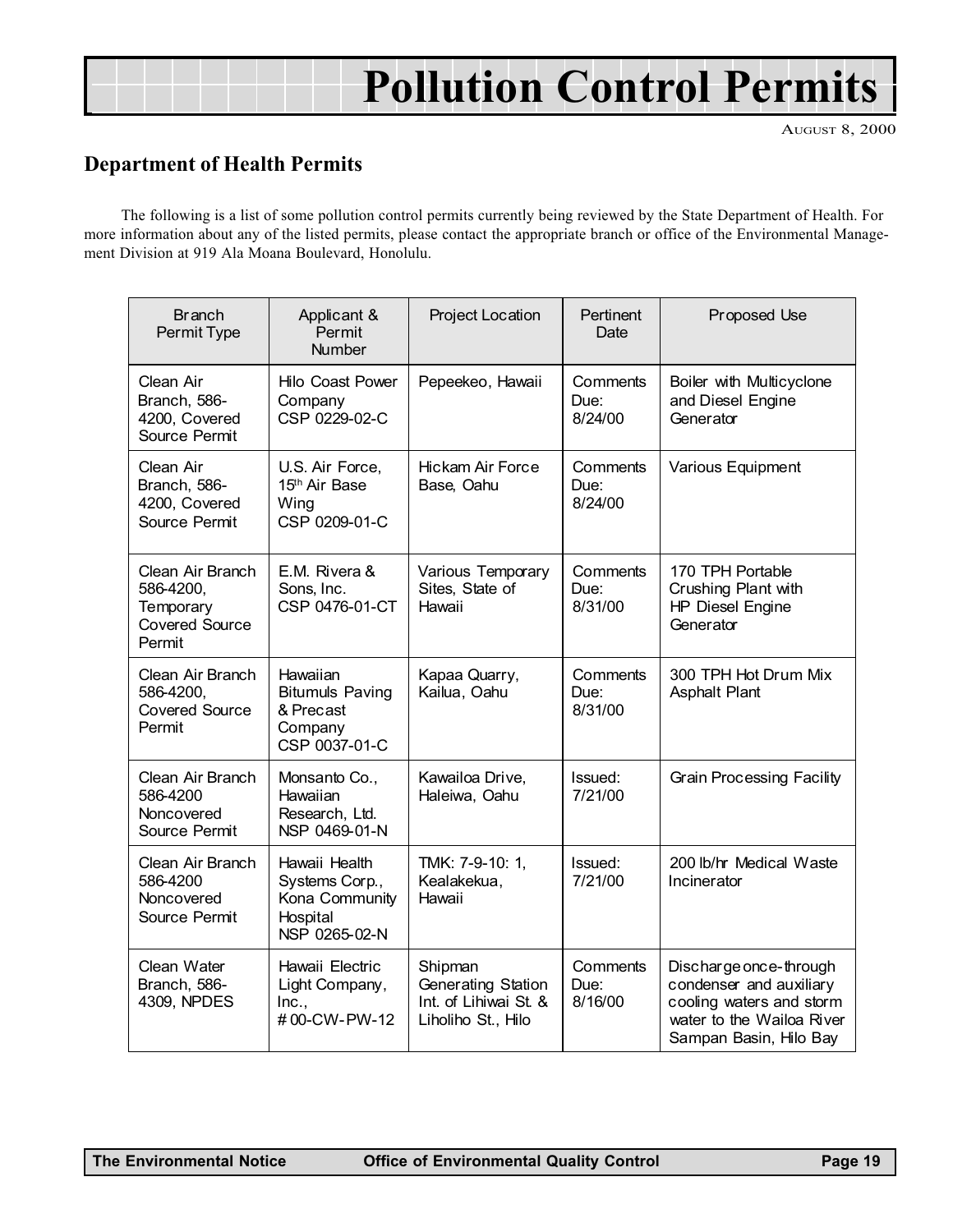# Pollution Control Permits

AUGUST 8, 2000

## Department of Health Permits

The following is a list of some pollution control permits currently being reviewed by the State Department of Health. For more information about any of the listed permits, please contact the appropriate branch or office of the Environmental Management Division at 919 Ala Moana Boulevard, Honolulu.

| Branch Permit Type | Applicant & Permit Number | Project Location | Pertinent Date | Proposed Use |
|---|---|---|---|---|
| Clean Air Branch, 586-4200, Covered Source Permit | Hilo Coast Power Company CSP 0229-02-C | Pepeekeo, Hawaii | Comments Due: 8/24/00 | Boiler with Multicyclone and Diesel Engine Generator |
| Clean Air Branch, 586-4200, Covered Source Permit | U.S. Air Force, 15th Air Base Wing CSP 0209-01-C | Hickam Air Force Base, Oahu | Comments Due: 8/24/00 | Various Equipment |
| Clean Air Branch 586-4200, Temporary Covered Source Permit | E.M. Rivera & Sons, Inc. CSP 0476-01-CT | Various Temporary Sites, State of Hawaii | Comments Due: 8/31/00 | 170 TPH Portable Crushing Plant with HP Diesel Engine Generator |
| Clean Air Branch 586-4200, Covered Source Permit | Hawaiian Bitumuls Paving & Precast Company CSP 0037-01-C | Kapaa Quarry, Kailua, Oahu | Comments Due: 8/31/00 | 300 TPH Hot Drum Mix Asphalt Plant |
| Clean Air Branch 586-4200 Noncovered Source Permit | Monsanto Co., Hawaiian Research, Ltd. NSP 0469-01-N | Kawailoa Drive, Haleiwa, Oahu | Issued: 7/21/00 | Grain Processing Facility |
| Clean Air Branch 586-4200 Noncovered Source Permit | Hawaii Health Systems Corp., Kona Community Hospital NSP 0265-02-N | TMK: 7-9-10: 1, Kealakekua, Hawaii | Issued: 7/21/00 | 200 lb/hr Medical Waste Incinerator |
| Clean Water Branch, 586-4309, NPDES | Hawaii Electric Light Company, Inc., # 00-CW-PW-12 | Shipman Generating Station Int. of Lihiwai St. & Liholiho St., Hilo | Comments Due: 8/16/00 | Discharge once-through condenser and auxiliary cooling waters and storm water to the Wailoa River Sampan Basin, Hilo Bay |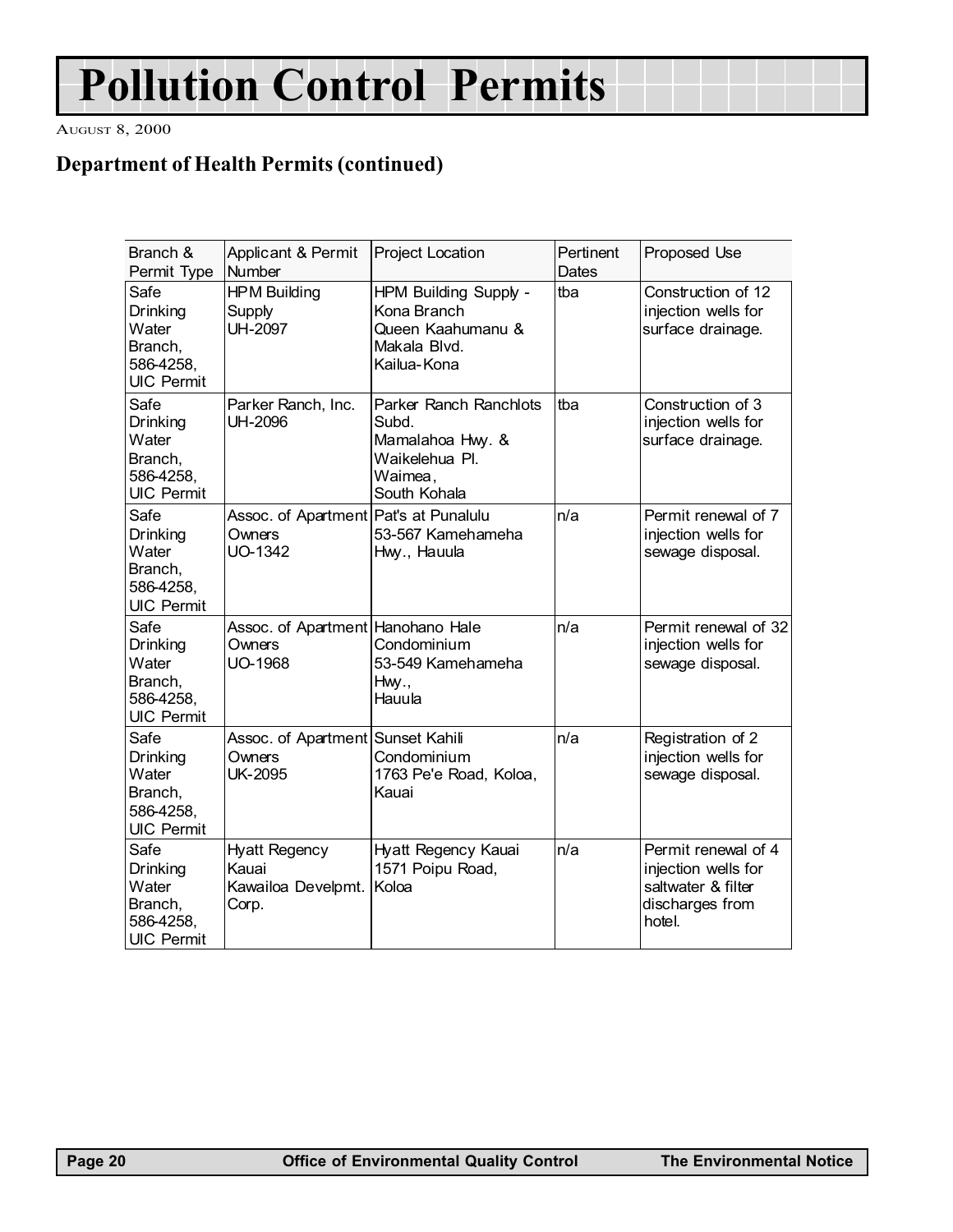# Pollution Control Permits

August 8, 2000

## Department of Health Permits (continued)

| Branch & Permit Type | Applicant & Permit Number | Project Location | Pertinent Dates | Proposed Use |
|---|---|---|---|---|
| Safe Drinking Water Branch, 586-4258, UIC Permit | HPM Building Supply UH-2097 | HPM Building Supply - Kona Branch Queen Kaahumanu & Makala Blvd. Kailua-Kona | tba | Construction of 12 injection wells for surface drainage. |
| Safe Drinking Water Branch, 586-4258, UIC Permit | Parker Ranch, Inc. UH-2096 | Parker Ranch Ranchlots Subd. Mamalahoa Hwy. & Waikelehua Pl. Waimea, South Kohala | tba | Construction of 3 injection wells for surface drainage. |
| Safe Drinking Water Branch, 586-4258, UIC Permit | Assoc. of Apartment Owners UO-1342 | Pat's at Punalulu 53-567 Kamehameha Hwy., Hauula | n/a | Permit renewal of 7 injection wells for sewage disposal. |
| Safe Drinking Water Branch, 586-4258, UIC Permit | Assoc. of Apartment Owners UO-1968 | Hanohano Hale Condominium 53-549 Kamehameha Hwy., Hauula | n/a | Permit renewal of 32 injection wells for sewage disposal. |
| Safe Drinking Water Branch, 586-4258, UIC Permit | Assoc. of Apartment Owners UK-2095 | Sunset Kahili Condominium 1763 Pe'e Road, Koloa, Kauai | n/a | Registration of 2 injection wells for sewage disposal. |
| Safe Drinking Water Branch, 586-4258, UIC Permit | Hyatt Regency Kauai Kawailoa Develpmt. Corp. | Hyatt Regency Kauai 1571 Poipu Road, Koloa | n/a | Permit renewal of 4 injection wells for saltwater & filter discharges from hotel. |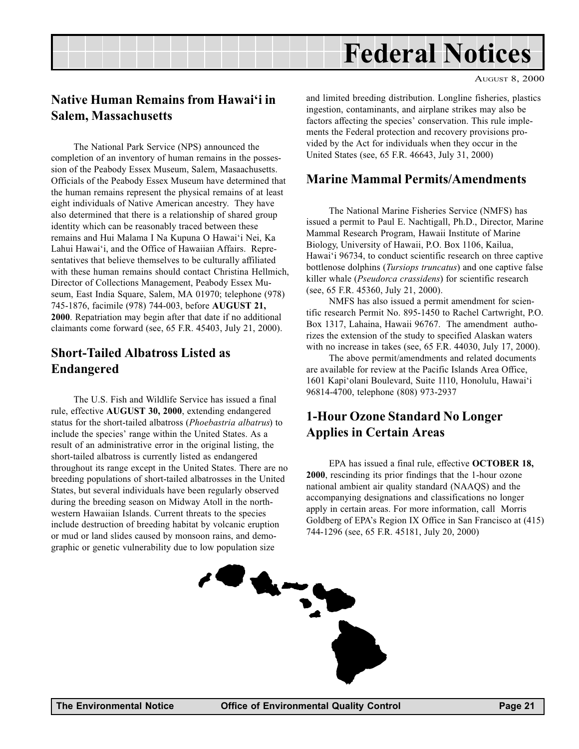# Federal Notices

August 8, 2000

## Native Human Remains from Hawai'i in Salem, Massachusetts

The National Park Service (NPS) announced the completion of an inventory of human remains in the possession of the Peabody Essex Museum, Salem, Masaachusetts. Officials of the Peabody Essex Museum have determined that the human remains represent the physical remains of at least eight individuals of Native American ancestry. They have also determined that there is a relationship of shared group identity which can be reasonably traced between these remains and Hui Malama I Na Kupuna O Hawai'i Nei, Ka Lahui Hawai'i, and the Office of Hawaiian Affairs. Representatives that believe themselves to be culturally affiliated with these human remains should contact Christina Hellmich, Director of Collections Management, Peabody Essex Museum, East India Square, Salem, MA 01970; telephone (978) 745-1876, facimile (978) 744-003, before **AUGUST 21, 2000**. Repatriation may begin after that date if no additional claimants come forward (see, 65 F.R. 45403, July 21, 2000).

## Short-Tailed Albatross Listed as Endangered

The U.S. Fish and Wildlife Service has issued a final rule, effective **AUGUST 30, 2000**, extending endangered status for the short-tailed albatross (*Phoebastria albatrus*) to include the species' range within the United States. As a result of an administrative error in the original listing, the short-tailed albatross is currently listed as endangered throughout its range except in the United States. There are no breeding populations of short-tailed albatrosses in the United States, but several individuals have been regularly observed during the breeding season on Midway Atoll in the northwestern Hawaiian Islands. Current threats to the species include destruction of breeding habitat by volcanic eruption or mud or land slides caused by monsoon rains, and demographic or genetic vulnerability due to low population size and limited breeding distribution. Longline fisheries, plastics ingestion, contaminants, and airplane strikes may also be factors affecting the species' conservation. This rule implements the Federal protection and recovery provisions provided by the Act for individuals when they occur in the United States (see, 65 F.R. 46643, July 31, 2000)

## Marine Mammal Permits/Amendments

The National Marine Fisheries Service (NMFS) has issued a permit to Paul E. Nachtigall, Ph.D., Director, Marine Mammal Research Program, Hawaii Institute of Marine Biology, University of Hawaii, P.O. Box 1106, Kailua, Hawai'i 96734, to conduct scientific research on three captive bottlenose dolphins (*Tursiops truncatus*) and one captive false killer whale (*Pseudorca crassidens*) for scientific research (see, 65 F.R. 45360, July 21, 2000).

NMFS has also issued a permit amendment for scientific research Permit No. 895-1450 to Rachel Cartwright, P.O. Box 1317, Lahaina, Hawaii 96767. The amendment authorizes the extension of the study to specified Alaskan waters with no increase in takes (see, 65 F.R. 44030, July 17, 2000).

The above permit/amendments and related documents are available for review at the Pacific Islands Area Office, 1601 Kapi'olani Boulevard, Suite 1110, Honolulu, Hawai'i 96814-4700, telephone (808) 973-2937

## 1-Hour Ozone Standard No Longer Applies in Certain Areas

EPA has issued a final rule, effective **OCTOBER 18, 2000**, rescinding its prior findings that the 1-hour ozone national ambient air quality standard (NAAQS) and the accompanying designations and classifications no longer apply in certain areas. For more information, call Morris Goldberg of EPA's Region IX Office in San Francisco at (415) 744-1296 (see, 65 F.R. 45181, July 20, 2000)